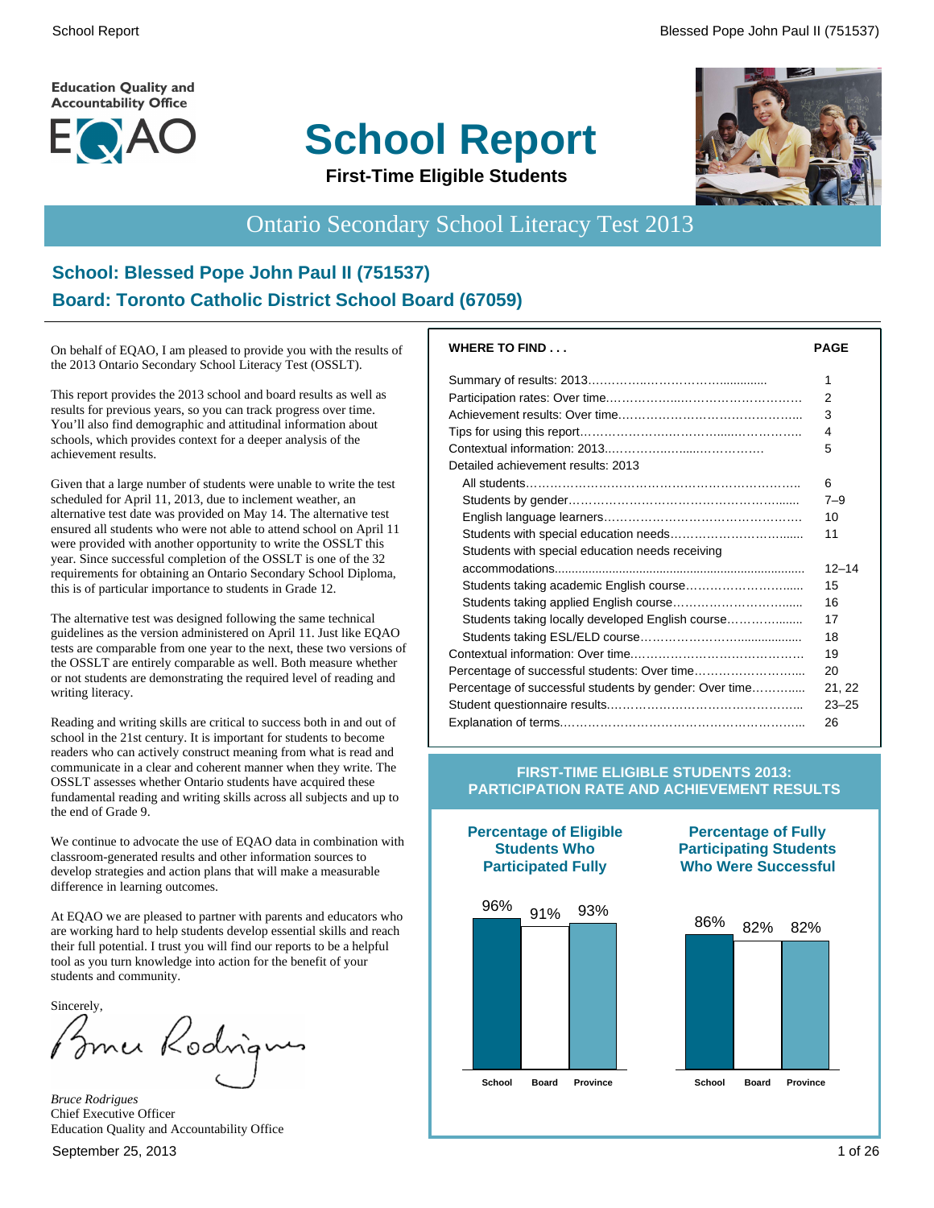Education Quality and Accountability Office

EQAO

# School Report

**First-Time Eligible Students**

## Ontario Secondary School Literacy Test 2013

### School: Blessed Pope John Paul II (751537)
### Board: Toronto Catholic District School Board (67059)

On behalf of EQAO, I am pleased to provide you with the results of the 2013 Ontario Secondary School Literacy Test (OSSLT).

This report provides the 2013 school and board results as well as results for previous years, so you can track progress over time. You'll also find demographic and attitudinal information about schools, which provides context for a deeper analysis of the achievement results.

Given that a large number of students were unable to write the test scheduled for April 11, 2013, due to inclement weather, an alternative test date was provided on May 14. The alternative test ensured all students who were not able to attend school on April 11 were provided with another opportunity to write the OSSLT this year. Since successful completion of the OSSLT is one of the 32 requirements for obtaining an Ontario Secondary School Diploma, this is of particular importance to students in Grade 12.

The alternative test was designed following the same technical guidelines as the version administered on April 11. Just like EQAO tests are comparable from one year to the next, these two versions of the OSSLT are entirely comparable as well. Both measure whether or not students are demonstrating the required level of reading and writing literacy.

Reading and writing skills are critical to success both in and out of school in the 21st century. It is important for students to become readers who can actively construct meaning from what is read and communicate in a clear and coherent manner when they write. The OSSLT assesses whether Ontario students have acquired these fundamental reading and writing skills across all subjects and up to the end of Grade 9.

We continue to advocate the use of EQAO data in combination with classroom-generated results and other information sources to develop strategies and action plans that will make a measurable difference in learning outcomes.

At EQAO we are pleased to partner with parents and educators who are working hard to help students develop essential skills and reach their full potential. I trust you will find our reports to be a helpful tool as you turn knowledge into action for the benefit of your students and community.

Sincerely,

*Bruce Rodrigues*
Chief Executive Officer
Education Quality and Accountability Office

September 25, 2013

| WHERE TO FIND . . . | PAGE |
|---|---|
| Summary of results: 2013 | 1 |
| Participation rates: Over time | 2 |
| Achievement results: Over time | 3 |
| Tips for using this report | 4 |
| Contextual information: 2013 | 5 |
| Detailed achievement results: 2013 | |
| All students | 6 |
| Students by gender | 7–9 |
| English language learners | 10 |
| Students with special education needs | 11 |
| Students with special education needs receiving accommodations | 12–14 |
| Students taking academic English course | 15 |
| Students taking applied English course | 16 |
| Students taking locally developed English course | 17 |
| Students taking ESL/ELD course | 18 |
| Contextual information: Over time | 19 |
| Percentage of successful students: Over time | 20 |
| Percentage of successful students by gender: Over time | 21, 22 |
| Student questionnaire results | 23–25 |
| Explanation of terms | 26 |

### FIRST-TIME ELIGIBLE STUDENTS 2013: PARTICIPATION RATE AND ACHIEVEMENT RESULTS

| | School | Board | Province |
|---|---|---|---|
| Percentage of Eligible Students Who Participated Fully | 96% | 91% | 93% |
| Percentage of Fully Participating Students Who Were Successful | 86% | 82% | 82% |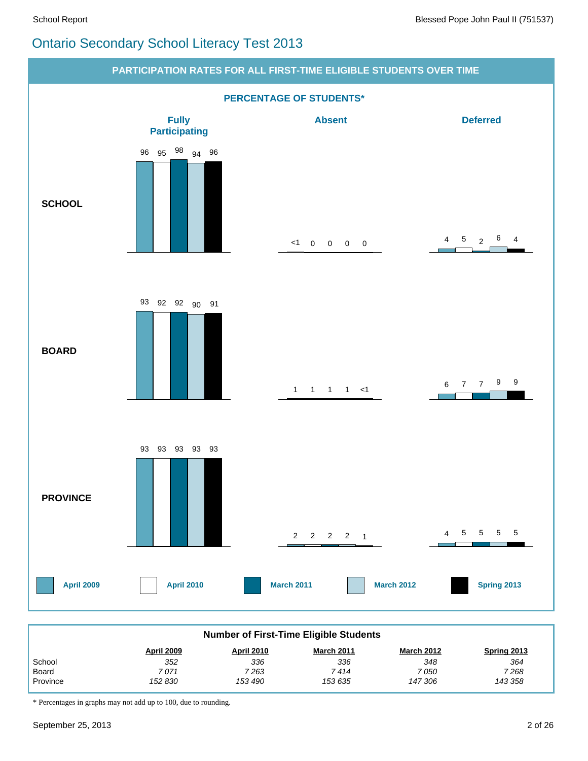# Ontario Secondary School Literacy Test 2013

## PARTICIPATION RATES FOR ALL FIRST-TIME ELIGIBLE STUDENTS OVER TIME

### PERCENTAGE OF STUDENTS*

| | Fully Participating | | | | | Absent | | | | | Deferred | | | | |
|---|---|---|---|---|---|---|---|---|---|---|---|---|---|---|---|
| | April 2009 | April 2010 | March 2011 | March 2012 | Spring 2013 | April 2009 | April 2010 | March 2011 | March 2012 | Spring 2013 | April 2009 | April 2010 | March 2011 | March 2012 | Spring 2013 |
| **SCHOOL** | 96 | 95 | 98 | 94 | 96 | <1 | 0 | 0 | 0 | 0 | 4 | 5 | 2 | 6 | 4 |
| **BOARD** | 93 | 92 | 92 | 90 | 91 | 1 | 1 | 1 | 1 | <1 | 6 | 7 | 7 | 9 | 9 |
| **PROVINCE** | 93 | 93 | 93 | 93 | 93 | 2 | 2 | 2 | 2 | 1 | 4 | 5 | 5 | 5 | 5 |

### Number of First-Time Eligible Students

| | April 2009 | April 2010 | March 2011 | March 2012 | Spring 2013 |
|---|---|---|---|---|---|
| School | *352* | *336* | *336* | *348* | *364* |
| Board | *7 071* | *7 263* | *7 414* | *7 050* | *7 268* |
| Province | *152 830* | *153 490* | *153 635* | *147 306* | *143 358* |

* Percentages in graphs may not add up to 100, due to rounding.

September 25, 2013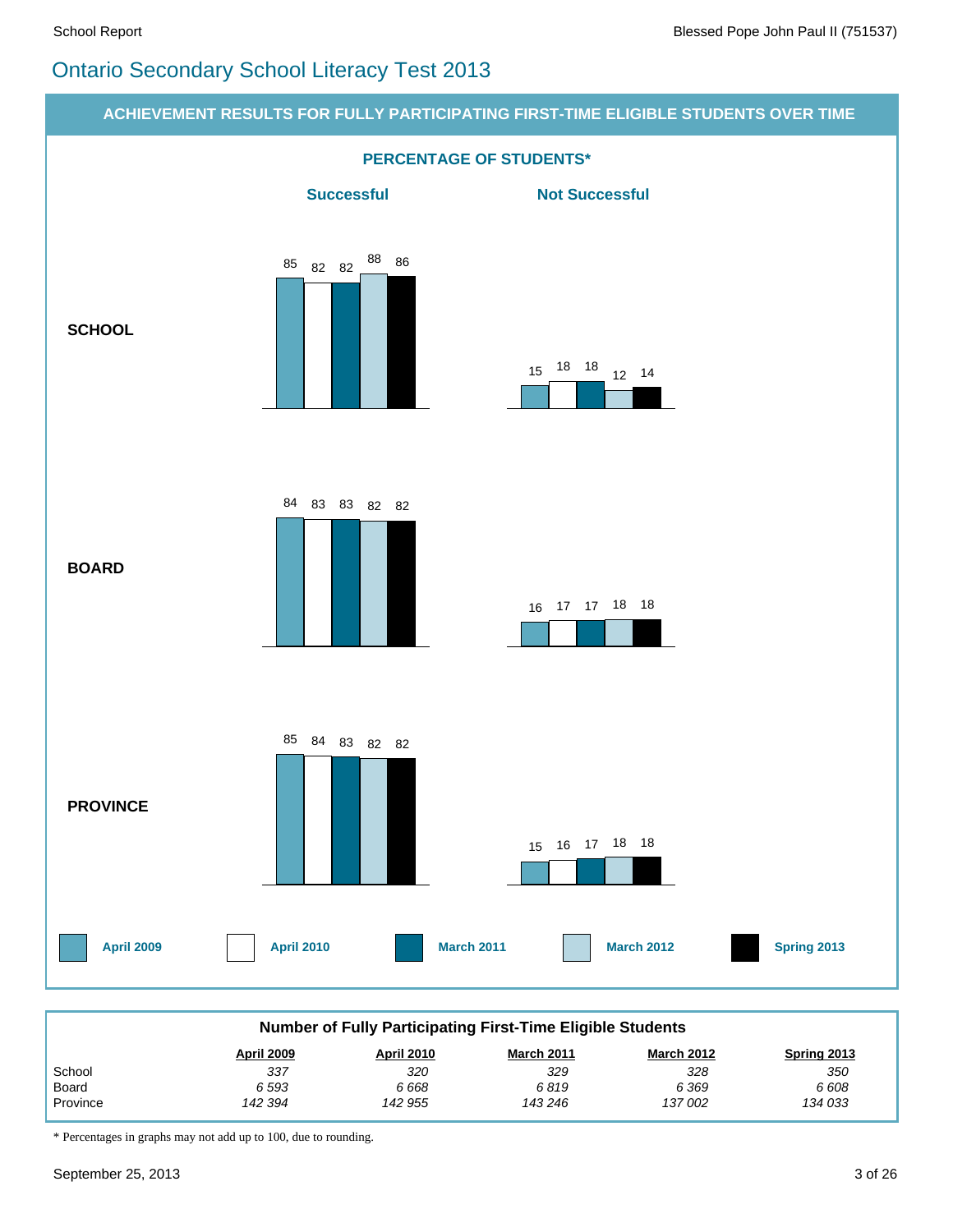# Ontario Secondary School Literacy Test 2013

## ACHIEVEMENT RESULTS FOR FULLY PARTICIPATING FIRST-TIME ELIGIBLE STUDENTS OVER TIME

### PERCENTAGE OF STUDENTS*

| | | April 2009 | April 2010 | March 2011 | March 2012 | Spring 2013 |
|---|---|---|---|---|---|---|
| **SCHOOL** | Successful | 85 | 82 | 82 | 88 | 86 |
| | Not Successful | 15 | 18 | 18 | 12 | 14 |
| **BOARD** | Successful | 84 | 83 | 83 | 82 | 82 |
| | Not Successful | 16 | 17 | 17 | 18 | 18 |
| **PROVINCE** | Successful | 85 | 84 | 83 | 82 | 82 |
| | Not Successful | 15 | 16 | 17 | 18 | 18 |

### Number of Fully Participating First-Time Eligible Students

| | April 2009 | April 2010 | March 2011 | March 2012 | Spring 2013 |
|---|---|---|---|---|---|
| School | *337* | *320* | *329* | *328* | *350* |
| Board | *6 593* | *6 668* | *6 819* | *6 369* | *6 608* |
| Province | *142 394* | *142 955* | *143 246* | *137 002* | *134 033* |

* Percentages in graphs may not add up to 100, due to rounding.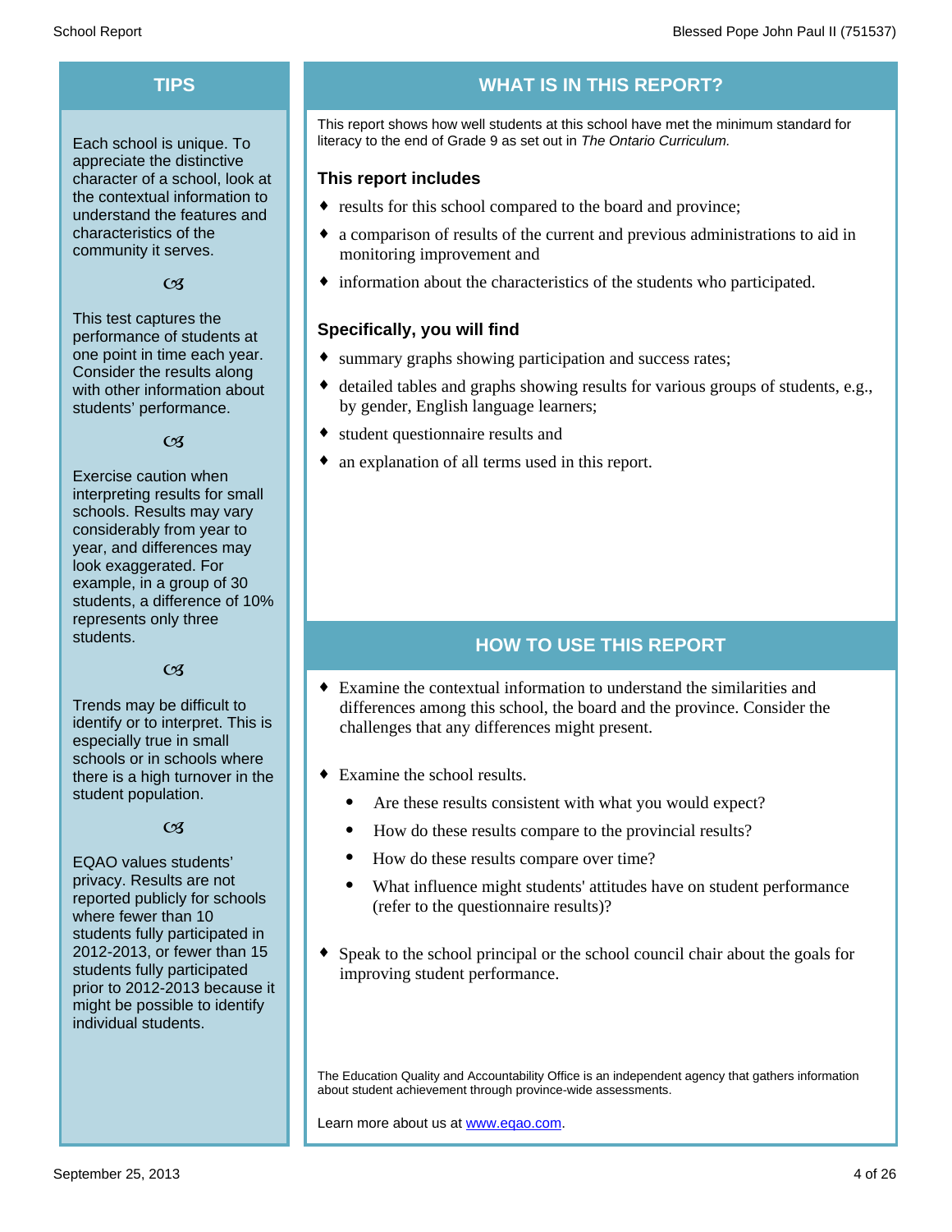## TIPS

Each school is unique. To appreciate the distinctive character of a school, look at the contextual information to understand the features and characteristics of the community it serves.

This test captures the performance of students at one point in time each year. Consider the results along with other information about students' performance.

Exercise caution when interpreting results for small schools. Results may vary considerably from year to year, and differences may look exaggerated. For example, in a group of 30 students, a difference of 10% represents only three students.

Trends may be difficult to identify or to interpret. This is especially true in small schools or in schools where there is a high turnover in the student population.

EQAO values students' privacy. Results are not reported publicly for schools where fewer than 10 students fully participated in 2012-2013, or fewer than 15 students fully participated prior to 2012-2013 because it might be possible to identify individual students.

## WHAT IS IN THIS REPORT?

This report shows how well students at this school have met the minimum standard for literacy to the end of Grade 9 as set out in *The Ontario Curriculum.*

### This report includes

- results for this school compared to the board and province;
- a comparison of results of the current and previous administrations to aid in monitoring improvement and
- information about the characteristics of the students who participated.

### Specifically, you will find

- summary graphs showing participation and success rates;
- detailed tables and graphs showing results for various groups of students, e.g., by gender, English language learners;
- student questionnaire results and
- an explanation of all terms used in this report.

## HOW TO USE THIS REPORT

- Examine the contextual information to understand the similarities and differences among this school, the board and the province. Consider the challenges that any differences might present.
- Examine the school results.
  - Are these results consistent with what you would expect?
  - How do these results compare to the provincial results?
  - How do these results compare over time?
  - What influence might students' attitudes have on student performance (refer to the questionnaire results)?
- Speak to the school principal or the school council chair about the goals for improving student performance.

The Education Quality and Accountability Office is an independent agency that gathers information about student achievement through province-wide assessments.

Learn more about us at [www.eqao.com](www.eqao.com).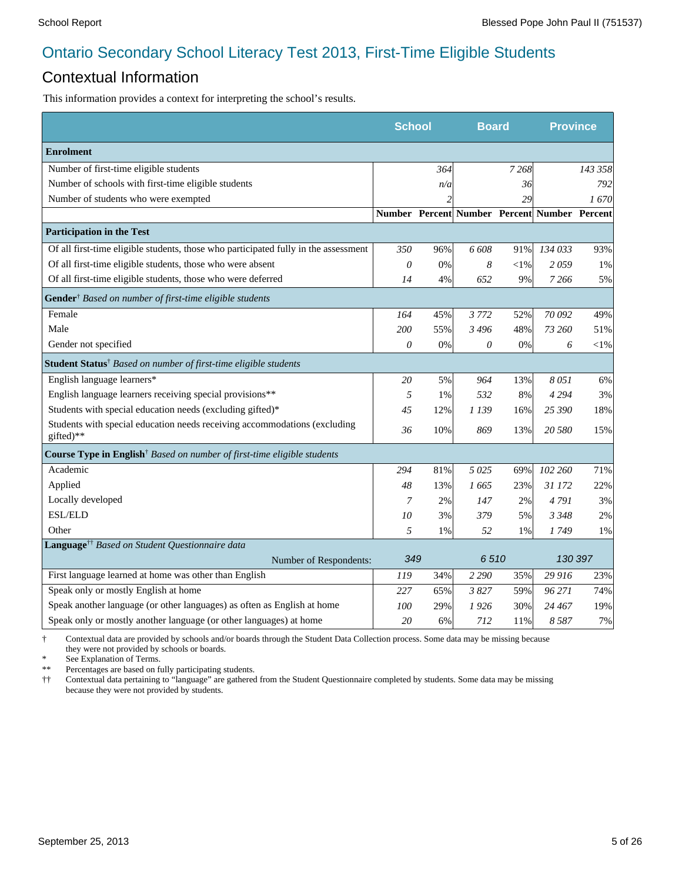# Ontario Secondary School Literacy Test 2013, First-Time Eligible Students

## Contextual Information

This information provides a context for interpreting the school's results.

| | School | | Board | | Province | |
|---|---|---|---|---|---|---|
| **Enrolment** | | | | | | |
| Number of first-time eligible students | | 364 | | 7 268 | | 143 358 |
| Number of schools with first-time eligible students | | n/a | | 36 | | 792 |
| Number of students who were exempted | | 2 | | 29 | | 1 670 |
| | **Number** | **Percent** | **Number** | **Percent** | **Number** | **Percent** |
| **Participation in the Test** | | | | | | |
| Of all first-time eligible students, those who participated fully in the assessment | 350 | 96% | 6 608 | 91% | 134 033 | 93% |
| Of all first-time eligible students, those who were absent | 0 | 0% | 8 | <1% | 2 059 | 1% |
| Of all first-time eligible students, those who were deferred | 14 | 4% | 652 | 9% | 7 266 | 5% |
| **Gender**† *Based on number of first-time eligible students* | | | | | | |
| Female | 164 | 45% | 3 772 | 52% | 70 092 | 49% |
| Male | 200 | 55% | 3 496 | 48% | 73 260 | 51% |
| Gender not specified | 0 | 0% | 0 | 0% | 6 | <1% |
| **Student Status**† *Based on number of first-time eligible students* | | | | | | |
| English language learners* | 20 | 5% | 964 | 13% | 8 051 | 6% |
| English language learners receiving special provisions** | 5 | 1% | 532 | 8% | 4 294 | 3% |
| Students with special education needs (excluding gifted)* | 45 | 12% | 1 139 | 16% | 25 390 | 18% |
| Students with special education needs receiving accommodations (excluding gifted)** | 36 | 10% | 869 | 13% | 20 580 | 15% |
| **Course Type in English**† *Based on number of first-time eligible students* | | | | | | |
| Academic | 294 | 81% | 5 025 | 69% | 102 260 | 71% |
| Applied | 48 | 13% | 1 665 | 23% | 31 172 | 22% |
| Locally developed | 7 | 2% | 147 | 2% | 4 791 | 3% |
| ESL/ELD | 10 | 3% | 379 | 5% | 3 348 | 2% |
| Other | 5 | 1% | 52 | 1% | 1 749 | 1% |
| **Language**†† *Based on Student Questionnaire data* | | | | | | |
| Number of Respondents: | 349 | | 6 510 | | 130 397 | |
| First language learned at home was other than English | 119 | 34% | 2 290 | 35% | 29 916 | 23% |
| Speak only or mostly English at home | 227 | 65% | 3 827 | 59% | 96 271 | 74% |
| Speak another language (or other languages) as often as English at home | 100 | 29% | 1 926 | 30% | 24 467 | 19% |
| Speak only or mostly another language (or other languages) at home | 20 | 6% | 712 | 11% | 8 587 | 7% |

† Contextual data are provided by schools and/or boards through the Student Data Collection process. Some data may be missing because they were not provided by schools or boards.

\* See Explanation of Terms.

** Percentages are based on fully participating students.

†† Contextual data pertaining to "language" are gathered from the Student Questionnaire completed by students. Some data may be missing because they were not provided by students.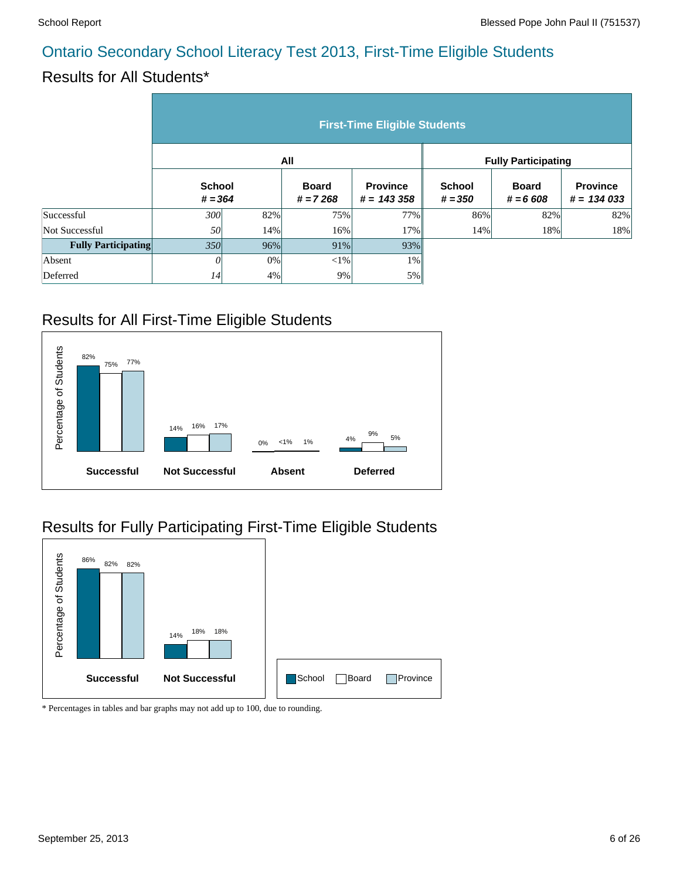## Ontario Secondary School Literacy Test 2013, First-Time Eligible Students

# Results for All Students*

| | First-Time Eligible Students | | | | | | |
|---|---|---|---|---|---|---|---|
| | All | | | | Fully Participating | | |
| | School # = 364 | | Board # = 7 268 | Province # = 143 358 | School # = 350 | Board # = 6 608 | Province # = 134 033 |
| Successful | 300 | 82% | 75% | 77% | 86% | 82% | 82% |
| Not Successful | 50 | 14% | 16% | 17% | 14% | 18% | 18% |
| **Fully Participating** | 350 | 96% | 91% | 93% | | | |
| Absent | 0 | 0% | <1% | 1% | | | |
| Deferred | 14 | 4% | 9% | 5% | | | |

## Results for All First-Time Eligible Students

| Percentage of Students | School | Board | Province |
|---|---|---|---|
| Successful | 82% | 75% | 77% |
| Not Successful | 14% | 16% | 17% |
| Absent | 0% | <1% | 1% |
| Deferred | 4% | 9% | 5% |

## Results for Fully Participating First-Time Eligible Students

| Percentage of Students | School | Board | Province |
|---|---|---|---|
| Successful | 86% | 82% | 82% |
| Not Successful | 14% | 18% | 18% |

School Board Province

* Percentages in tables and bar graphs may not add up to 100, due to rounding.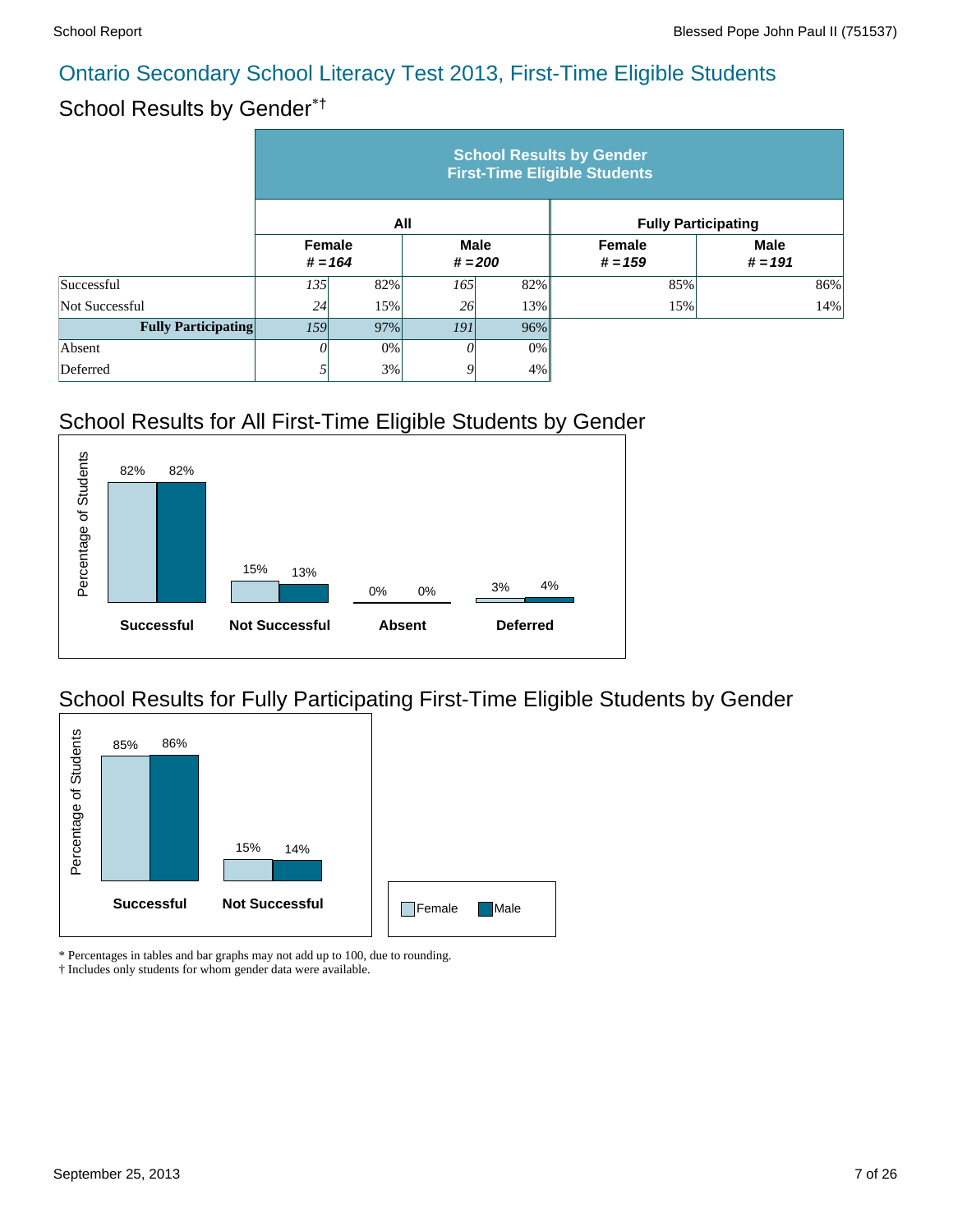# Ontario Secondary School Literacy Test 2013, First-Time Eligible Students

## School Results by Gender*†

| | School Results by Gender First-Time Eligible Students | | | | | |
|---|---|---|---|---|---|---|
| | All | | | | Fully Participating | |
| | Female # = 164 | | Male # = 200 | | Female # = 159 | Male # = 191 |
| Successful | 135 | 82% | 165 | 82% | 85% | 86% |
| Not Successful | 24 | 15% | 26 | 13% | 15% | 14% |
| **Fully Participating** | 159 | 97% | 191 | 96% | | |
| Absent | 0 | 0% | 0 | 0% | | |
| Deferred | 5 | 3% | 9 | 4% | | |

## School Results for All First-Time Eligible Students by Gender

| | Female | Male |
|---|---|---|
| Successful | 82% | 82% |
| Not Successful | 15% | 13% |
| Absent | 0% | 0% |
| Deferred | 3% | 4% |

## School Results for Fully Participating First-Time Eligible Students by Gender

| | Female | Male |
|---|---|---|
| Successful | 85% | 86% |
| Not Successful | 15% | 14% |

\* Percentages in tables and bar graphs may not add up to 100, due to rounding.
† Includes only students for whom gender data were available.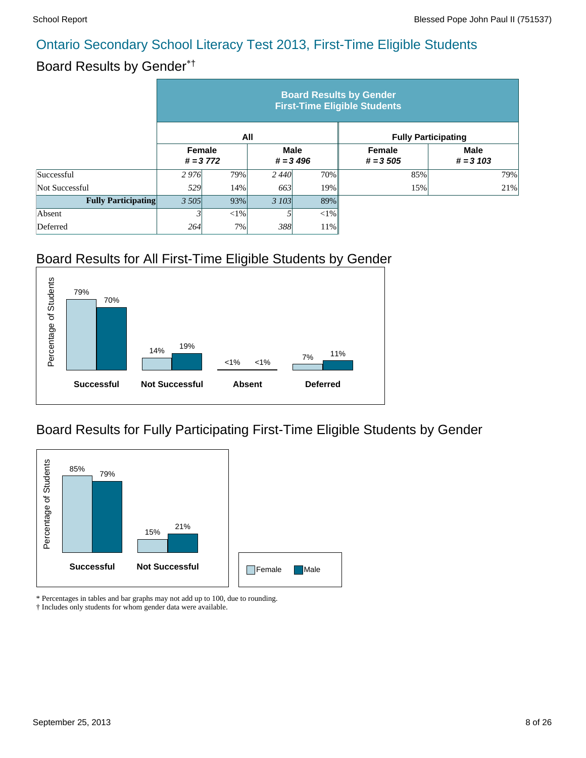## Ontario Secondary School Literacy Test 2013, First-Time Eligible Students

### Board Results by Gender*†

| | Board Results by Gender First-Time Eligible Students | | | | | |
|---|---|---|---|---|---|---|
| | All | | | | Fully Participating | |
| | Female # = 3 772 | | Male # = 3 496 | | Female # = 3 505 | Male # = 3 103 |
| Successful | *2 976* | 79% | *2 440* | 70% | 85% | 79% |
| Not Successful | *529* | 14% | *663* | 19% | 15% | 21% |
| **Fully Participating** | *3 505* | 93% | *3 103* | 89% | | |
| Absent | *3* | <1% | *5* | <1% | | |
| Deferred | *264* | 7% | *388* | 11% | | |

### Board Results for All First-Time Eligible Students by Gender

| | Female | Male |
|---|---|---|
| Successful | 79% | 70% |
| Not Successful | 14% | 19% |
| Absent | <1% | <1% |
| Deferred | 7% | 11% |

### Board Results for Fully Participating First-Time Eligible Students by Gender

| | Female | Male |
|---|---|---|
| Successful | 85% | 79% |
| Not Successful | 15% | 21% |

\* Percentages in tables and bar graphs may not add up to 100, due to rounding.
† Includes only students for whom gender data were available.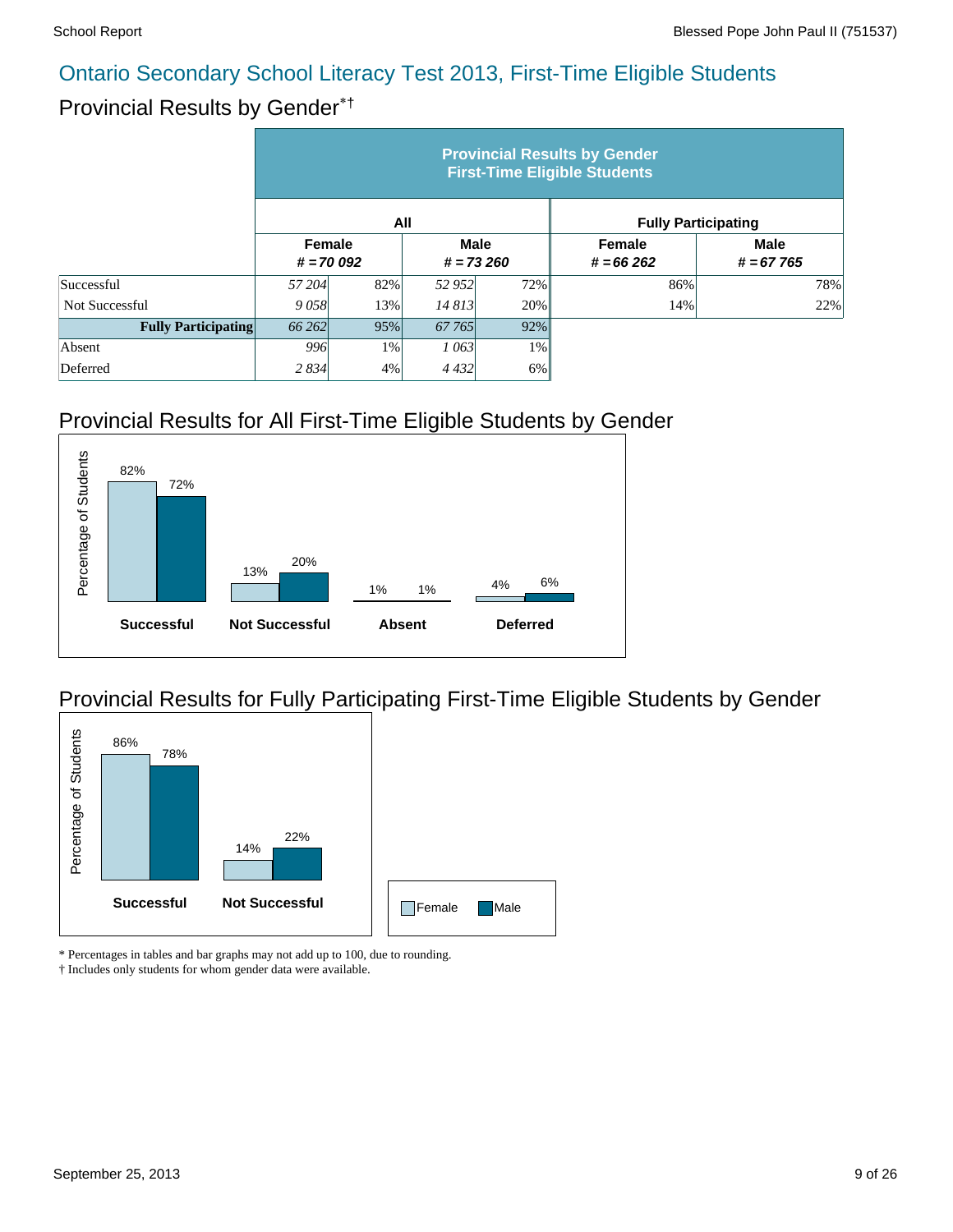# Ontario Secondary School Literacy Test 2013, First-Time Eligible Students

## Provincial Results by Gender*†

| | Provincial Results by Gender First-Time Eligible Students | | | | | |
|---|---|---|---|---|---|---|
| | All | | | | Fully Participating | |
| | Female # = 70 092 | | Male # = 73 260 | | Female # = 66 262 | Male # = 67 765 |
| Successful | 57 204 | 82% | 52 952 | 72% | 86% | 78% |
| Not Successful | 9 058 | 13% | 14 813 | 20% | 14% | 22% |
| **Fully Participating** | 66 262 | 95% | 67 765 | 92% | | |
| Absent | 996 | 1% | 1 063 | 1% | | |
| Deferred | 2 834 | 4% | 4 432 | 6% | | |

## Provincial Results for All First-Time Eligible Students by Gender

Percentage of Students

| | Female | Male |
|---|---|---|
| Successful | 82% | 72% |
| Not Successful | 13% | 20% |
| Absent | 1% | 1% |
| Deferred | 4% | 6% |

## Provincial Results for Fully Participating First-Time Eligible Students by Gender

Percentage of Students

| | Female | Male |
|---|---|---|
| Successful | 86% | 78% |
| Not Successful | 14% | 22% |

\* Percentages in tables and bar graphs may not add up to 100, due to rounding.
† Includes only students for whom gender data were available.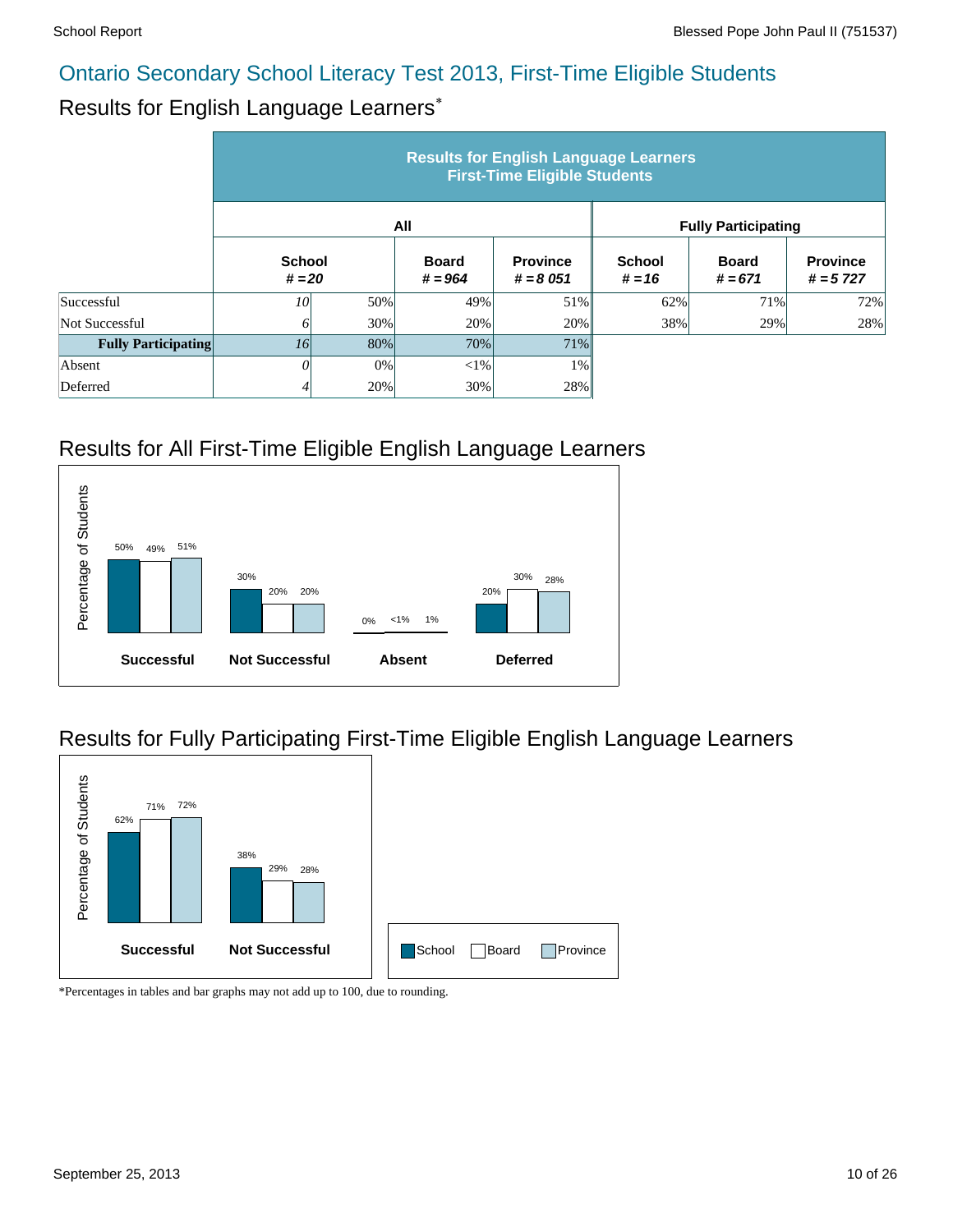# Ontario Secondary School Literacy Test 2013, First-Time Eligible Students

## Results for English Language Learners*

| | Results for English Language Learners First-Time Eligible Students | | | | | | |
|---|---|---|---|---|---|---|---|
| | All | | | | Fully Participating | | |
| | School # = 20 | | Board # = 964 | Province # = 8 051 | School # = 16 | Board # = 671 | Province # = 5 727 |
| Successful | 10 | 50% | 49% | 51% | 62% | 71% | 72% |
| Not Successful | 6 | 30% | 20% | 20% | 38% | 29% | 28% |
| **Fully Participating** | 16 | 80% | 70% | 71% | | | |
| Absent | 0 | 0% | <1% | 1% | | | |
| Deferred | 4 | 20% | 30% | 28% | | | |

## Results for All First-Time Eligible English Language Learners

| | School | Board | Province |
|---|---|---|---|
| Successful | 50% | 49% | 51% |
| Not Successful | 30% | 20% | 20% |
| Absent | 0% | <1% | 1% |
| Deferred | 20% | 30% | 28% |

## Results for Fully Participating First-Time Eligible English Language Learners

| | School | Board | Province |
|---|---|---|---|
| Successful | 62% | 71% | 72% |
| Not Successful | 38% | 29% | 28% |

*Percentages in tables and bar graphs may not add up to 100, due to rounding.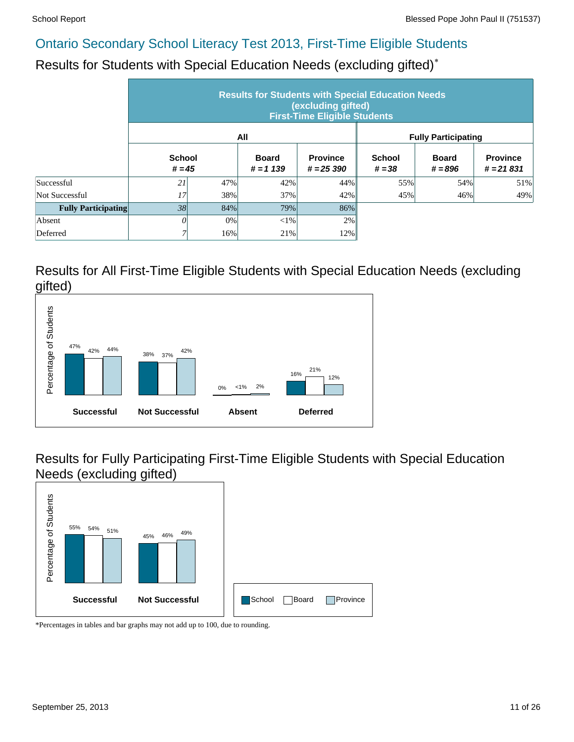# Ontario Secondary School Literacy Test 2013, First-Time Eligible Students

## Results for Students with Special Education Needs (excluding gifted)*

| | Results for Students with Special Education Needs (excluding gifted) First-Time Eligible Students | | | | | | |
|---|---|---|---|---|---|---|---|
| | All | | | | Fully Participating | | |
| | School # = 45 | | Board # = 1 139 | Province # = 25 390 | School # = 38 | Board # = 896 | Province # = 21 831 |
| Successful | 21 | 47% | 42% | 44% | 55% | 54% | 51% |
| Not Successful | 17 | 38% | 37% | 42% | 45% | 46% | 49% |
| **Fully Participating** | 38 | 84% | 79% | 86% | | | |
| Absent | 0 | 0% | <1% | 2% | | | |
| Deferred | 7 | 16% | 21% | 12% | | | |

## Results for All First-Time Eligible Students with Special Education Needs (excluding gifted)

| Percentage of Students | School | Board | Province |
|---|---|---|---|
| Successful | 47% | 42% | 44% |
| Not Successful | 38% | 37% | 42% |
| Absent | 0% | <1% | 2% |
| Deferred | 16% | 21% | 12% |

## Results for Fully Participating First-Time Eligible Students with Special Education Needs (excluding gifted)

| Percentage of Students | School | Board | Province |
|---|---|---|---|
| Successful | 55% | 54% | 51% |
| Not Successful | 45% | 46% | 49% |

*Percentages in tables and bar graphs may not add up to 100, due to rounding.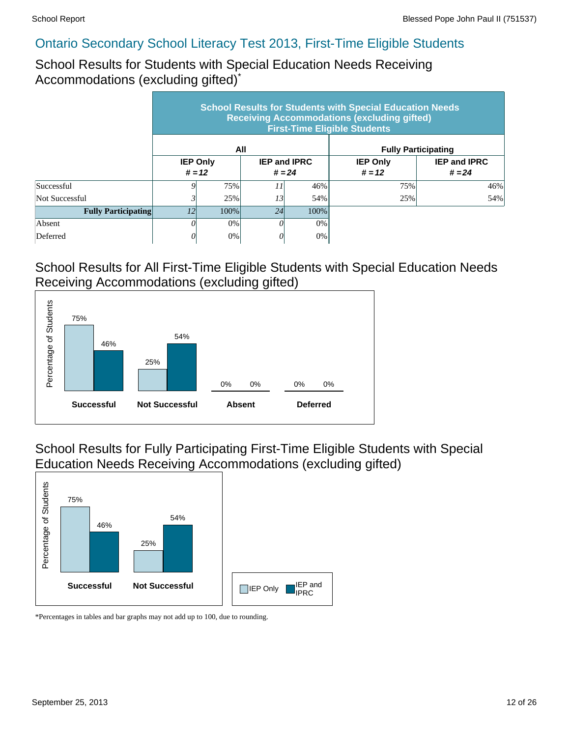# Ontario Secondary School Literacy Test 2013, First-Time Eligible Students

## School Results for Students with Special Education Needs Receiving Accommodations (excluding gifted)*

| | School Results for Students with Special Education Needs Receiving Accommodations (excluding gifted) First-Time Eligible Students | | | | | |
|---|---|---|---|---|---|---|
| | All | | | | Fully Participating | |
| | IEP Only # = 12 | | IEP and IPRC # = 24 | | IEP Only # = 12 | IEP and IPRC # = 24 |
| Successful | 9 | 75% | 11 | 46% | 75% | 46% |
| Not Successful | 3 | 25% | 13 | 54% | 25% | 54% |
| **Fully Participating** | 12 | 100% | 24 | 100% | | |
| Absent | 0 | 0% | 0 | 0% | | |
| Deferred | 0 | 0% | 0 | 0% | | |

## School Results for All First-Time Eligible Students with Special Education Needs Receiving Accommodations (excluding gifted)

Percentage of Students

| | IEP Only | IEP and IPRC |
|---|---|---|
| **Successful** | 75% | 46% |
| **Not Successful** | 25% | 54% |
| **Absent** | 0% | 0% |
| **Deferred** | 0% | 0% |

## School Results for Fully Participating First-Time Eligible Students with Special Education Needs Receiving Accommodations (excluding gifted)

Percentage of Students

| | IEP Only | IEP and IPRC |
|---|---|---|
| **Successful** | 75% | 46% |
| **Not Successful** | 25% | 54% |

IEP Only | IEP and IPRC

*Percentages in tables and bar graphs may not add up to 100, due to rounding.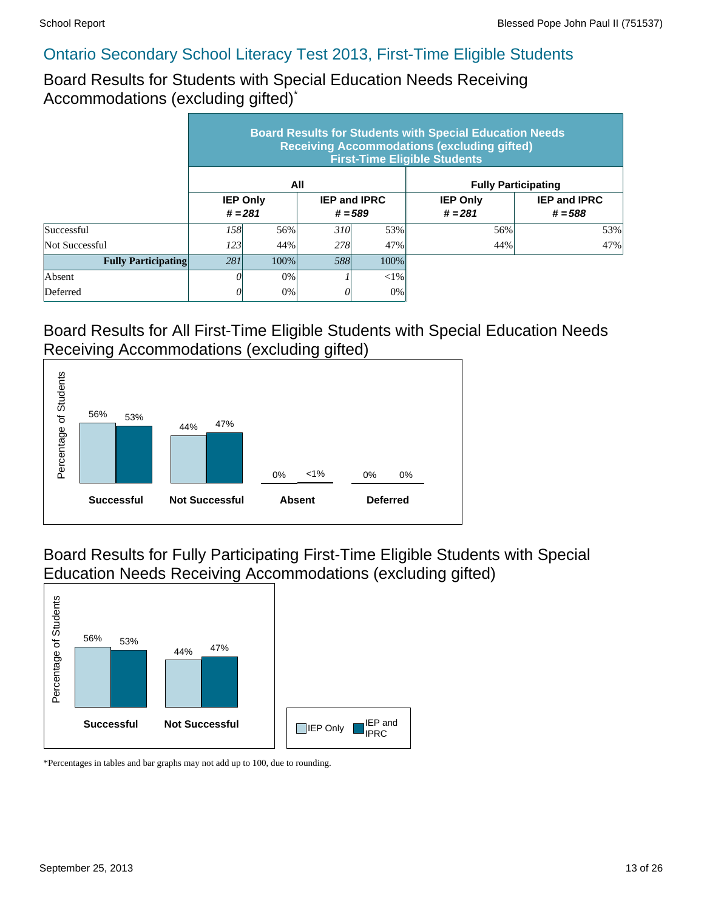## Ontario Secondary School Literacy Test 2013, First-Time Eligible Students

### Board Results for Students with Special Education Needs Receiving Accommodations (excluding gifted)*

| | Board Results for Students with Special Education Needs Receiving Accommodations (excluding gifted) First-Time Eligible Students | | | | | |
|---|---|---|---|---|---|---|
| | All | | | | Fully Participating | |
| | IEP Only # = 281 | | IEP and IPRC # = 589 | | IEP Only # = 281 | IEP and IPRC # = 588 |
| Successful | 158 | 56% | 310 | 53% | 56% | 53% |
| Not Successful | 123 | 44% | 278 | 47% | 44% | 47% |
| **Fully Participating** | 281 | 100% | 588 | 100% | | |
| Absent | 0 | 0% | 1 | <1% | | |
| Deferred | 0 | 0% | 0 | 0% | | |

### Board Results for All First-Time Eligible Students with Special Education Needs Receiving Accommodations (excluding gifted)

| | IEP Only | IEP and IPRC |
|---|---|---|
| Successful | 56% | 53% |
| Not Successful | 44% | 47% |
| Absent | 0% | <1% |
| Deferred | 0% | 0% |

### Board Results for Fully Participating First-Time Eligible Students with Special Education Needs Receiving Accommodations (excluding gifted)

| | IEP Only | IEP and IPRC |
|---|---|---|
| Successful | 56% | 53% |
| Not Successful | 44% | 47% |

*Percentages in tables and bar graphs may not add up to 100, due to rounding.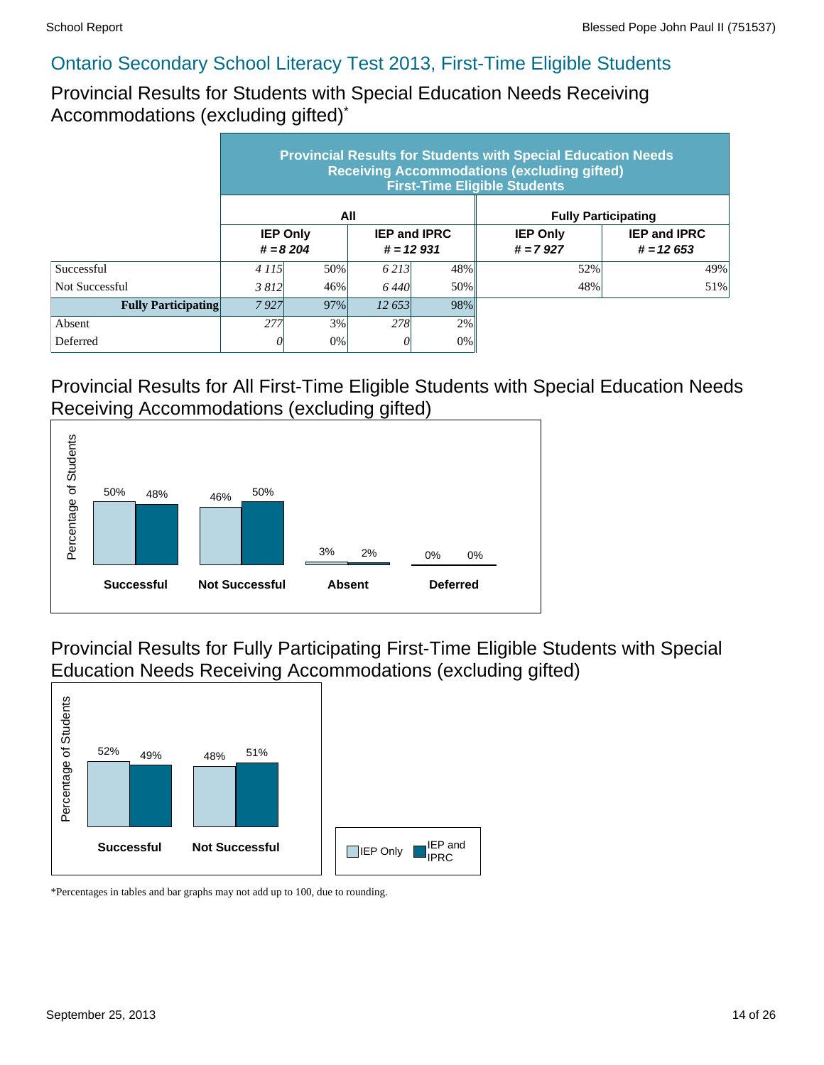## Ontario Secondary School Literacy Test 2013, First-Time Eligible Students

### Provincial Results for Students with Special Education Needs Receiving Accommodations (excluding gifted)*

| | Provincial Results for Students with Special Education Needs Receiving Accommodations (excluding gifted) First-Time Eligible Students | | | | | |
|---|---|---|---|---|---|---|
| | All | | | | Fully Participating | |
| | IEP Only # = 8 204 | | IEP and IPRC # = 12 931 | | IEP Only # = 7 927 | IEP and IPRC # = 12 653 |
| Successful | 4 115 | 50% | 6 213 | 48% | 52% | 49% |
| Not Successful | 3 812 | 46% | 6 440 | 50% | 48% | 51% |
| **Fully Participating** | 7 927 | 97% | 12 653 | 98% | | |
| Absent | 277 | 3% | 278 | 2% | | |
| Deferred | 0 | 0% | 0 | 0% | | |

### Provincial Results for All First-Time Eligible Students with Special Education Needs Receiving Accommodations (excluding gifted)

| | IEP Only | IEP and IPRC |
|---|---|---|
| Successful | 50% | 48% |
| Not Successful | 46% | 50% |
| Absent | 3% | 2% |
| Deferred | 0% | 0% |

### Provincial Results for Fully Participating First-Time Eligible Students with Special Education Needs Receiving Accommodations (excluding gifted)

| | IEP Only | IEP and IPRC |
|---|---|---|
| Successful | 52% | 49% |
| Not Successful | 48% | 51% |

*Percentages in tables and bar graphs may not add up to 100, due to rounding.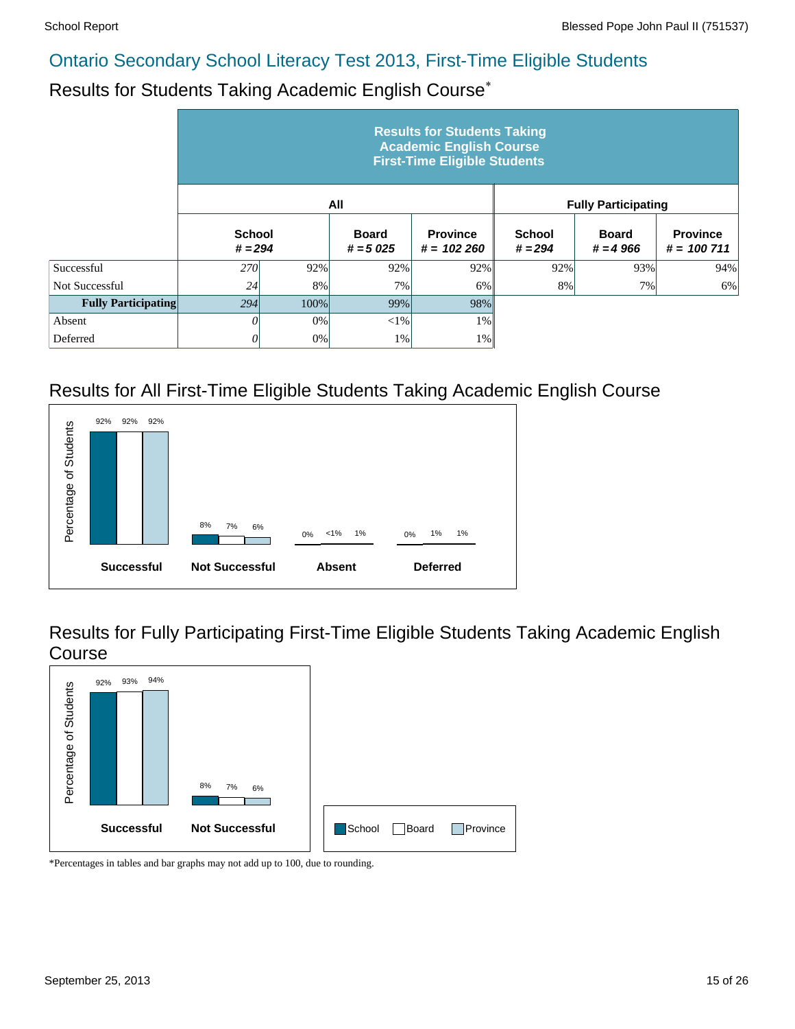# Ontario Secondary School Literacy Test 2013, First-Time Eligible Students

## Results for Students Taking Academic English Course*

| | Results for Students Taking Academic English Course First-Time Eligible Students | | | | | | |
|---|---|---|---|---|---|---|---|
| | All | | | | Fully Participating | | |
| | School # = 294 | | Board # = 5 025 | Province # = 102 260 | School # = 294 | Board # = 4 966 | Province # = 100 711 |
| Successful | 270 | 92% | 92% | 92% | 92% | 93% | 94% |
| Not Successful | 24 | 8% | 7% | 6% | 8% | 7% | 6% |
| **Fully Participating** | 294 | 100% | 99% | 98% | | | |
| Absent | 0 | 0% | <1% | 1% | | | |
| Deferred | 0 | 0% | 1% | 1% | | | |

## Results for All First-Time Eligible Students Taking Academic English Course

| | School | Board | Province |
|---|---|---|---|
| Successful | 92% | 92% | 92% |
| Not Successful | 8% | 7% | 6% |
| Absent | 0% | <1% | 1% |
| Deferred | 0% | 1% | 1% |

## Results for Fully Participating First-Time Eligible Students Taking Academic English Course

| | School | Board | Province |
|---|---|---|---|
| Successful | 92% | 93% | 94% |
| Not Successful | 8% | 7% | 6% |

*Percentages in tables and bar graphs may not add up to 100, due to rounding.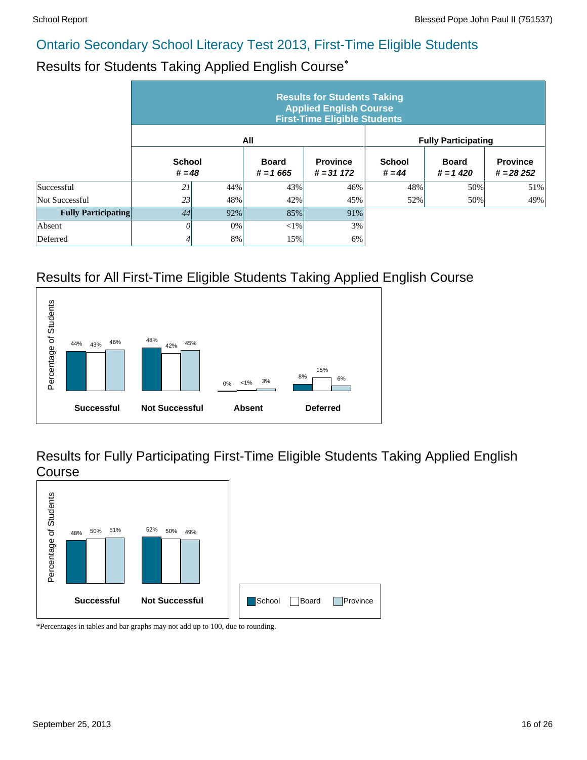## Ontario Secondary School Literacy Test 2013, First-Time Eligible Students

### Results for Students Taking Applied English Course*

| | Results for Students Taking Applied English Course First-Time Eligible Students | | | | | | |
|---|---|---|---|---|---|---|---|
| | All | | | | Fully Participating | | |
| | School # =48 | | Board # =1 665 | Province # =31 172 | School # =44 | Board # =1 420 | Province # =28 252 |
| Successful | 21 | 44% | 43% | 46% | 48% | 50% | 51% |
| Not Successful | 23 | 48% | 42% | 45% | 52% | 50% | 49% |
| **Fully Participating** | 44 | 92% | 85% | 91% | | | |
| Absent | 0 | 0% | <1% | 3% | | | |
| Deferred | 4 | 8% | 15% | 6% | | | |

### Results for All First-Time Eligible Students Taking Applied English Course

| Percentage of Students | School | Board | Province |
|---|---|---|---|
| Successful | 44% | 43% | 46% |
| Not Successful | 48% | 42% | 45% |
| Absent | 0% | <1% | 3% |
| Deferred | 8% | 15% | 6% |

### Results for Fully Participating First-Time Eligible Students Taking Applied English Course

| Percentage of Students | School | Board | Province |
|---|---|---|---|
| Successful | 48% | 50% | 51% |
| Not Successful | 52% | 50% | 49% |

*Percentages in tables and bar graphs may not add up to 100, due to rounding.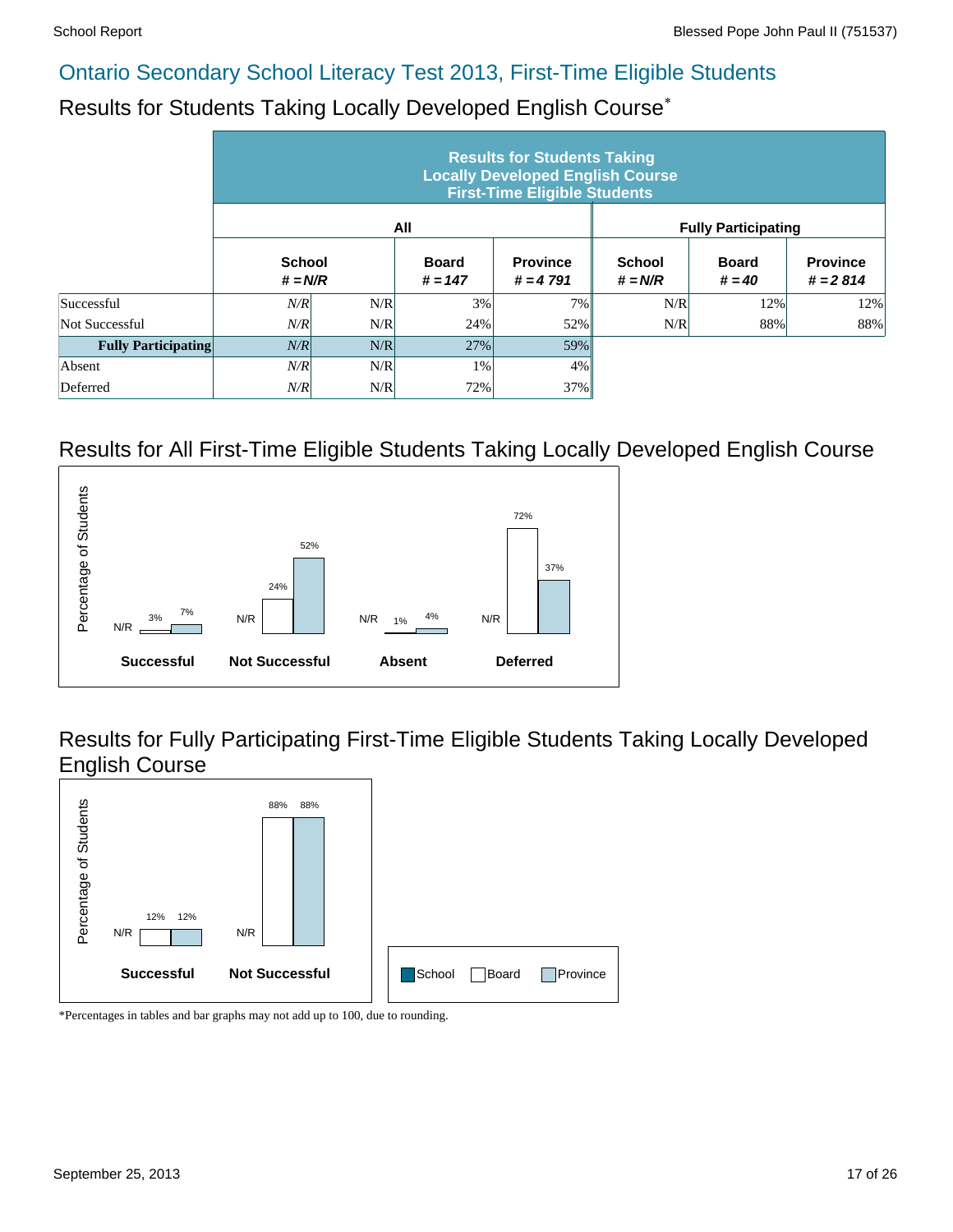## Ontario Secondary School Literacy Test 2013, First-Time Eligible Students

### Results for Students Taking Locally Developed English Course*

| | Results for Students Taking Locally Developed English Course First-Time Eligible Students | | | | | | |
|---|---|---|---|---|---|---|---|
| | All | | | | Fully Participating | | |
| | School # = N/R | | Board # = 147 | Province # = 4 791 | School # = N/R | Board # = 40 | Province # = 2 814 |
| Successful | *N/R* | N/R | 3% | 7% | N/R | 12% | 12% |
| Not Successful | *N/R* | N/R | 24% | 52% | N/R | 88% | 88% |
| **Fully Participating** | *N/R* | N/R | 27% | 59% | | | |
| Absent | *N/R* | N/R | 1% | 4% | | | |
| Deferred | *N/R* | N/R | 72% | 37% | | | |

### Results for All First-Time Eligible Students Taking Locally Developed English Course

| | School | Board | Province |
|---|---|---|---|
| Successful | N/R | 3% | 7% |
| Not Successful | N/R | 24% | 52% |
| Absent | N/R | 1% | 4% |
| Deferred | N/R | 72% | 37% |

### Results for Fully Participating First-Time Eligible Students Taking Locally Developed English Course

| | School | Board | Province |
|---|---|---|---|
| Successful | N/R | 12% | 12% |
| Not Successful | N/R | 88% | 88% |

Legend: School, Board, Province

*Percentages in tables and bar graphs may not add up to 100, due to rounding.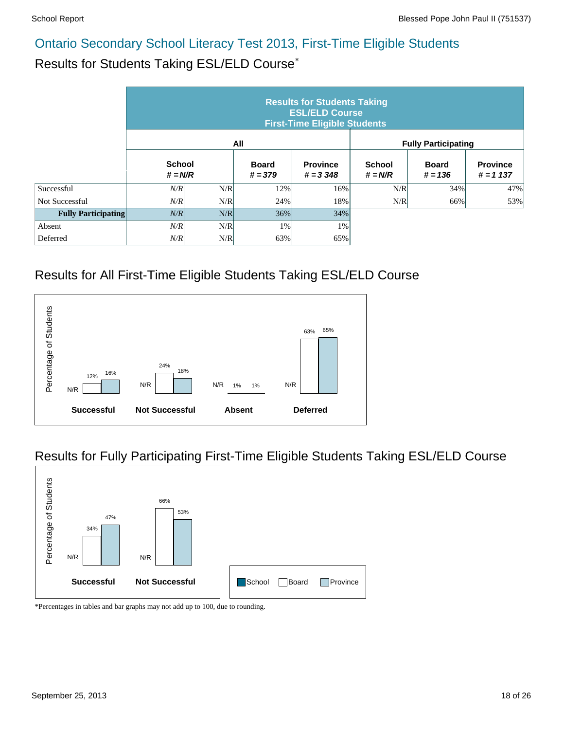## Ontario Secondary School Literacy Test 2013, First-Time Eligible Students

## Results for Students Taking ESL/ELD Course*

| | Results for Students Taking ESL/ELD Course First-Time Eligible Students | | | | | | |
|---|---|---|---|---|---|---|---|
| | All | | | | Fully Participating | | |
| | School # = N/R | | Board # = 379 | Province # = 3 348 | School # = N/R | Board # = 136 | Province # = 1 137 |
| Successful | *N/R* | N/R | 12% | 16% | N/R | 34% | 47% |
| Not Successful | *N/R* | N/R | 24% | 18% | N/R | 66% | 53% |
| **Fully Participating** | *N/R* | N/R | 36% | 34% | | | |
| Absent | *N/R* | N/R | 1% | 1% | | | |
| Deferred | *N/R* | N/R | 63% | 65% | | | |

## Results for All First-Time Eligible Students Taking ESL/ELD Course

| | School | Board | Province |
|---|---|---|---|
| Successful | N/R | 12% | 16% |
| Not Successful | N/R | 24% | 18% |
| Absent | N/R | 1% | 1% |
| Deferred | N/R | 63% | 65% |

## Results for Fully Participating First-Time Eligible Students Taking ESL/ELD Course

| | School | Board | Province |
|---|---|---|---|
| Successful | N/R | 34% | 47% |
| Not Successful | N/R | 66% | 53% |

*Percentages in tables and bar graphs may not add up to 100, due to rounding.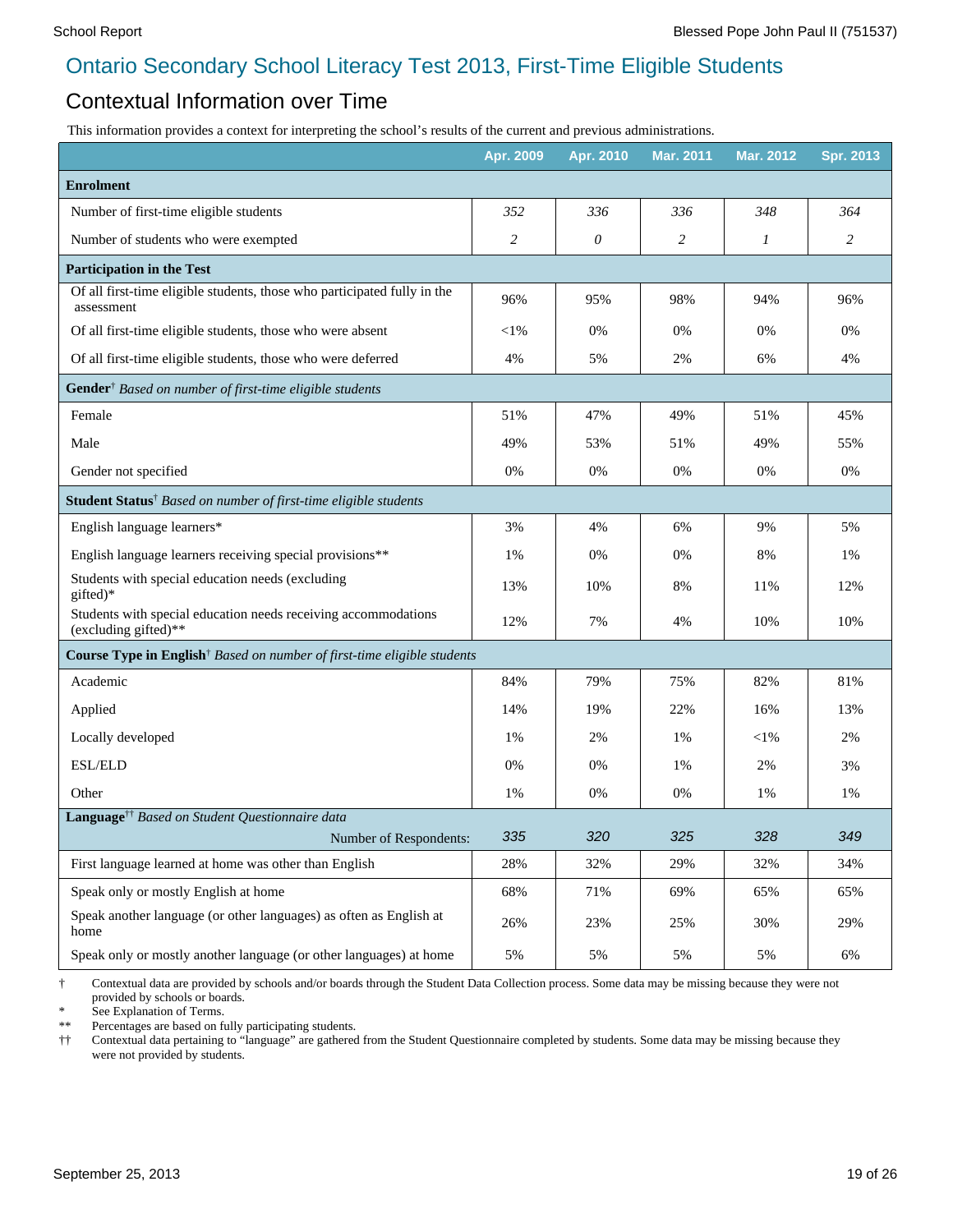# Ontario Secondary School Literacy Test 2013, First-Time Eligible Students

## Contextual Information over Time

This information provides a context for interpreting the school's results of the current and previous administrations.

| | Apr. 2009 | Apr. 2010 | Mar. 2011 | Mar. 2012 | Spr. 2013 |
|---|---|---|---|---|---|
| **Enrolment** | | | | | |
| Number of first-time eligible students | *352* | *336* | *336* | *348* | *364* |
| Number of students who were exempted | *2* | *0* | *2* | *1* | *2* |
| **Participation in the Test** | | | | | |
| Of all first-time eligible students, those who participated fully in the assessment | 96% | 95% | 98% | 94% | 96% |
| Of all first-time eligible students, those who were absent | <1% | 0% | 0% | 0% | 0% |
| Of all first-time eligible students, those who were deferred | 4% | 5% | 2% | 6% | 4% |
| **Gender**† *Based on number of first-time eligible students* | | | | | |
| Female | 51% | 47% | 49% | 51% | 45% |
| Male | 49% | 53% | 51% | 49% | 55% |
| Gender not specified | 0% | 0% | 0% | 0% | 0% |
| **Student Status**† *Based on number of first-time eligible students* | | | | | |
| English language learners* | 3% | 4% | 6% | 9% | 5% |
| English language learners receiving special provisions** | 1% | 0% | 0% | 8% | 1% |
| Students with special education needs (excluding gifted)* | 13% | 10% | 8% | 11% | 12% |
| Students with special education needs receiving accommodations (excluding gifted)** | 12% | 7% | 4% | 10% | 10% |
| **Course Type in English**† *Based on number of first-time eligible students* | | | | | |
| Academic | 84% | 79% | 75% | 82% | 81% |
| Applied | 14% | 19% | 22% | 16% | 13% |
| Locally developed | 1% | 2% | 1% | <1% | 2% |
| ESL/ELD | 0% | 0% | 1% | 2% | 3% |
| Other | 1% | 0% | 0% | 1% | 1% |
| **Language**†† *Based on Student Questionnaire data* — Number of Respondents: | *335* | *320* | *325* | *328* | *349* |
| First language learned at home was other than English | 28% | 32% | 29% | 32% | 34% |
| Speak only or mostly English at home | 68% | 71% | 69% | 65% | 65% |
| Speak another language (or other languages) as often as English at home | 26% | 23% | 25% | 30% | 29% |
| Speak only or mostly another language (or other languages) at home | 5% | 5% | 5% | 5% | 6% |

† Contextual data are provided by schools and/or boards through the Student Data Collection process. Some data may be missing because they were not provided by schools or boards.

\* See Explanation of Terms.

** Percentages are based on fully participating students.

†† Contextual data pertaining to "language" are gathered from the Student Questionnaire completed by students. Some data may be missing because they were not provided by students.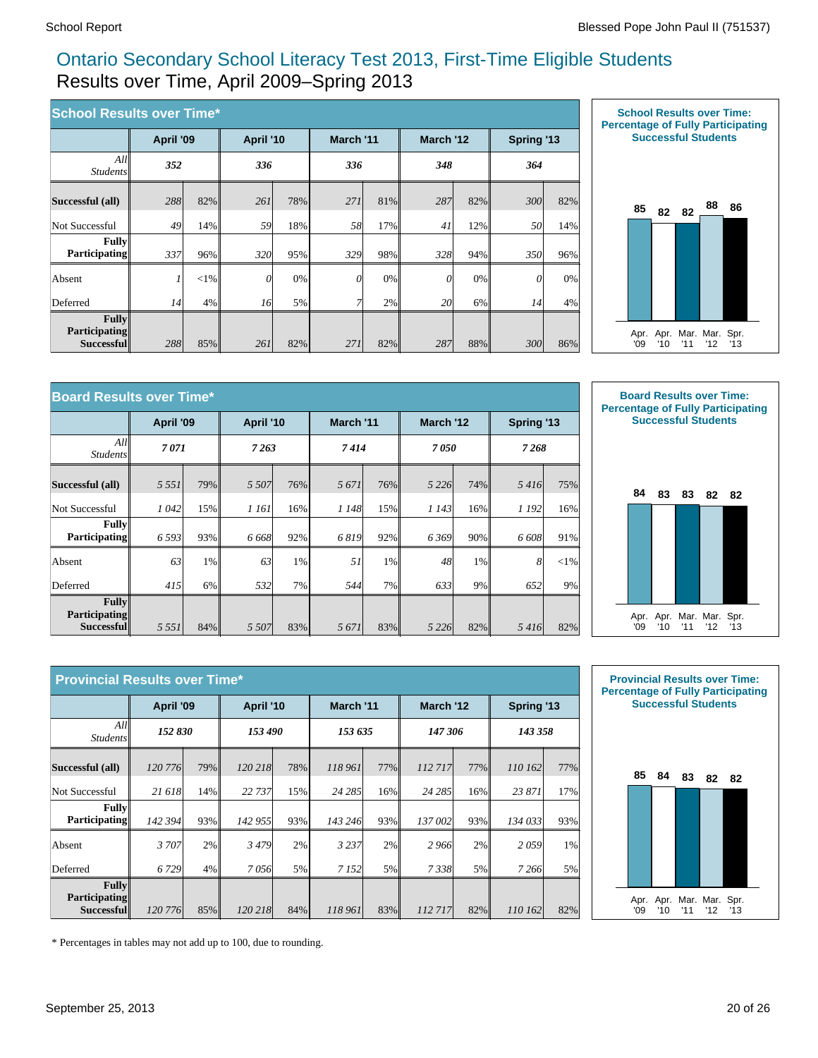# Ontario Secondary School Literacy Test 2013, First-Time Eligible Students

## Results over Time, April 2009–Spring 2013

### School Results over Time*

| | April '09 | | April '10 | | March '11 | | March '12 | | Spring '13 | |
|---|---|---|---|---|---|---|---|---|---|---|
| *All Students* | ***352*** | | ***336*** | | ***336*** | | ***348*** | | ***364*** | |
| **Successful (all)** | *288* | 82% | *261* | 78% | *271* | 81% | *287* | 82% | *300* | 82% |
| Not Successful | *49* | 14% | *59* | 18% | *58* | 17% | *41* | 12% | *50* | 14% |
| **Fully Participating** | *337* | 96% | *320* | 95% | *329* | 98% | *328* | 94% | *350* | 96% |
| Absent | *1* | <1% | *0* | 0% | *0* | 0% | *0* | 0% | *0* | 0% |
| Deferred | *14* | 4% | *16* | 5% | *7* | 2% | *20* | 6% | *14* | 4% |
| **Fully Participating Successful** | *288* | 85% | *261* | 82% | *271* | 82% | *287* | 88% | *300* | 86% |

**School Results over Time: Percentage of Fully Participating Successful Students**

| Apr. '09 | Apr. '10 | Mar. '11 | Mar. '12 | Spr. '13 |
|---|---|---|---|---|
| 85 | 82 | 82 | 88 | 86 |

### Board Results over Time*

| | April '09 | | April '10 | | March '11 | | March '12 | | Spring '13 | |
|---|---|---|---|---|---|---|---|---|---|---|
| *All Students* | ***7 071*** | | ***7 263*** | | ***7 414*** | | ***7 050*** | | ***7 268*** | |
| **Successful (all)** | *5 551* | 79% | *5 507* | 76% | *5 671* | 76% | *5 226* | 74% | *5 416* | 75% |
| Not Successful | *1 042* | 15% | *1 161* | 16% | *1 148* | 15% | *1 143* | 16% | *1 192* | 16% |
| **Fully Participating** | *6 593* | 93% | *6 668* | 92% | *6 819* | 92% | *6 369* | 90% | *6 608* | 91% |
| Absent | *63* | 1% | *63* | 1% | *51* | 1% | *48* | 1% | *8* | <1% |
| Deferred | *415* | 6% | *532* | 7% | *544* | 7% | *633* | 9% | *652* | 9% |
| **Fully Participating Successful** | *5 551* | 84% | *5 507* | 83% | *5 671* | 83% | *5 226* | 82% | *5 416* | 82% |

**Board Results over Time: Percentage of Fully Participating Successful Students**

| Apr. '09 | Apr. '10 | Mar. '11 | Mar. '12 | Spr. '13 |
|---|---|---|---|---|
| 84 | 83 | 83 | 82 | 82 |

### Provincial Results over Time*

| | April '09 | | April '10 | | March '11 | | March '12 | | Spring '13 | |
|---|---|---|---|---|---|---|---|---|---|---|
| *All Students* | ***152 830*** | | ***153 490*** | | ***153 635*** | | ***147 306*** | | ***143 358*** | |
| **Successful (all)** | *120 776* | 79% | *120 218* | 78% | *118 961* | 77% | *112 717* | 77% | *110 162* | 77% |
| Not Successful | *21 618* | 14% | *22 737* | 15% | *24 285* | 16% | *24 285* | 16% | *23 871* | 17% |
| **Fully Participating** | *142 394* | 93% | *142 955* | 93% | *143 246* | 93% | *137 002* | 93% | *134 033* | 93% |
| Absent | *3 707* | 2% | *3 479* | 2% | *3 237* | 2% | *2 966* | 2% | *2 059* | 1% |
| Deferred | *6 729* | 4% | *7 056* | 5% | *7 152* | 5% | *7 338* | 5% | *7 266* | 5% |
| **Fully Participating Successful** | *120 776* | 85% | *120 218* | 84% | *118 961* | 83% | *112 717* | 82% | *110 162* | 82% |

**Provincial Results over Time: Percentage of Fully Participating Successful Students**

| Apr. '09 | Apr. '10 | Mar. '11 | Mar. '12 | Spr. '13 |
|---|---|---|---|---|
| 85 | 84 | 83 | 82 | 82 |

\* Percentages in tables may not add up to 100, due to rounding.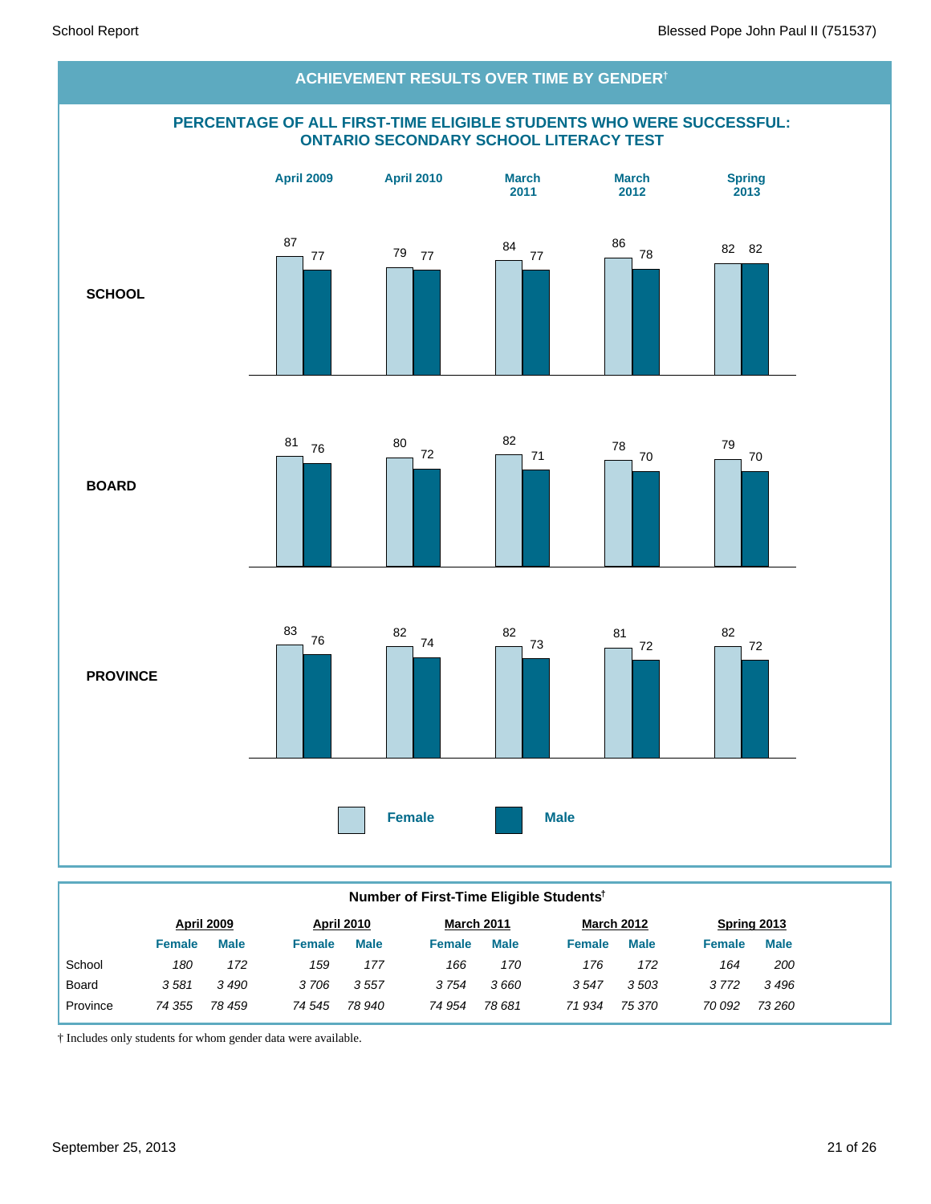## ACHIEVEMENT RESULTS OVER TIME BY GENDER†

### PERCENTAGE OF ALL FIRST-TIME ELIGIBLE STUDENTS WHO WERE SUCCESSFUL: ONTARIO SECONDARY SCHOOL LITERACY TEST

| | April 2009 | | April 2010 | | March 2011 | | March 2012 | | Spring 2013 | |
|---|---|---|---|---|---|---|---|---|---|---|
| | Female | Male | Female | Male | Female | Male | Female | Male | Female | Male |
| SCHOOL | 87 | 77 | 79 | 77 | 84 | 77 | 86 | 78 | 82 | 82 |
| BOARD | 81 | 76 | 80 | 72 | 82 | 71 | 78 | 70 | 79 | 70 |
| PROVINCE | 83 | 76 | 82 | 74 | 82 | 73 | 81 | 72 | 82 | 72 |

### Number of First-Time Eligible Students†

| | April 2009 | | April 2010 | | March 2011 | | March 2012 | | Spring 2013 | |
|---|---|---|---|---|---|---|---|---|---|---|
| | Female | Male | Female | Male | Female | Male | Female | Male | Female | Male |
| School | *180* | *172* | *159* | *177* | *166* | *170* | *176* | *172* | *164* | *200* |
| Board | *3 581* | *3 490* | *3 706* | *3 557* | *3 754* | *3 660* | *3 547* | *3 503* | *3 772* | *3 496* |
| Province | *74 355* | *78 459* | *74 545* | *78 940* | *74 954* | *78 681* | *71 934* | *75 370* | *70 092* | *73 260* |

† Includes only students for whom gender data were available.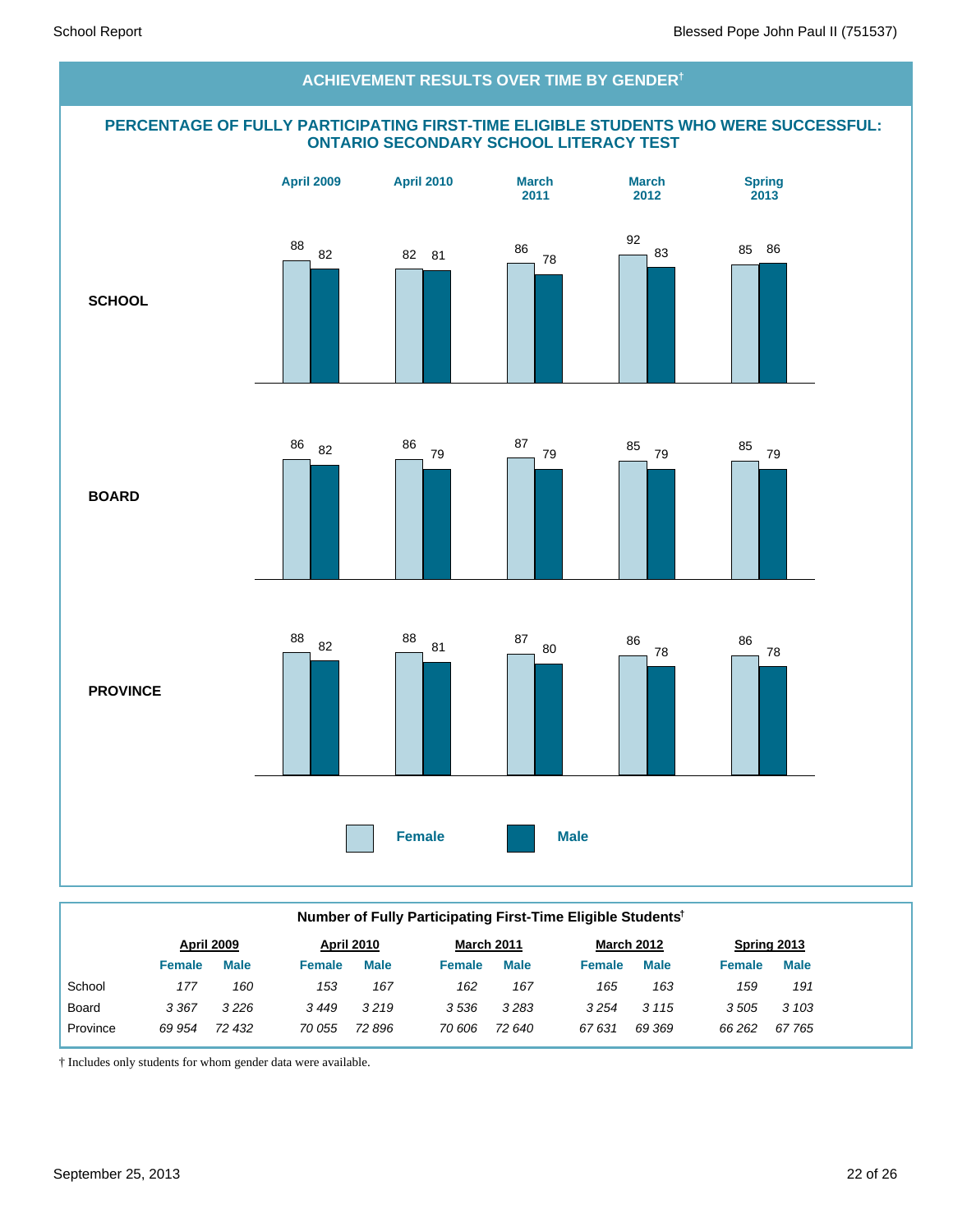## ACHIEVEMENT RESULTS OVER TIME BY GENDER†

### PERCENTAGE OF FULLY PARTICIPATING FIRST-TIME ELIGIBLE STUDENTS WHO WERE SUCCESSFUL: ONTARIO SECONDARY SCHOOL LITERACY TEST

| | April 2009 | | April 2010 | | March 2011 | | March 2012 | | Spring 2013 | |
|---|---|---|---|---|---|---|---|---|---|---|
| | Female | Male | Female | Male | Female | Male | Female | Male | Female | Male |
| **SCHOOL** | 88 | 82 | 82 | 81 | 86 | 78 | 92 | 83 | 85 | 86 |
| **BOARD** | 86 | 82 | 86 | 79 | 87 | 79 | 85 | 79 | 85 | 79 |
| **PROVINCE** | 88 | 82 | 88 | 81 | 87 | 80 | 86 | 78 | 86 | 78 |

### Number of Fully Participating First-Time Eligible Students†

| | April 2009 | | April 2010 | | March 2011 | | March 2012 | | Spring 2013 | |
|---|---|---|---|---|---|---|---|---|---|---|
| | Female | Male | Female | Male | Female | Male | Female | Male | Female | Male |
| School | *177* | *160* | *153* | *167* | *162* | *167* | *165* | *163* | *159* | *191* |
| Board | *3 367* | *3 226* | *3 449* | *3 219* | *3 536* | *3 283* | *3 254* | *3 115* | *3 505* | *3 103* |
| Province | *69 954* | *72 432* | *70 055* | *72 896* | *70 606* | *72 640* | *67 631* | *69 369* | *66 262* | *67 765* |

† Includes only students for whom gender data were available.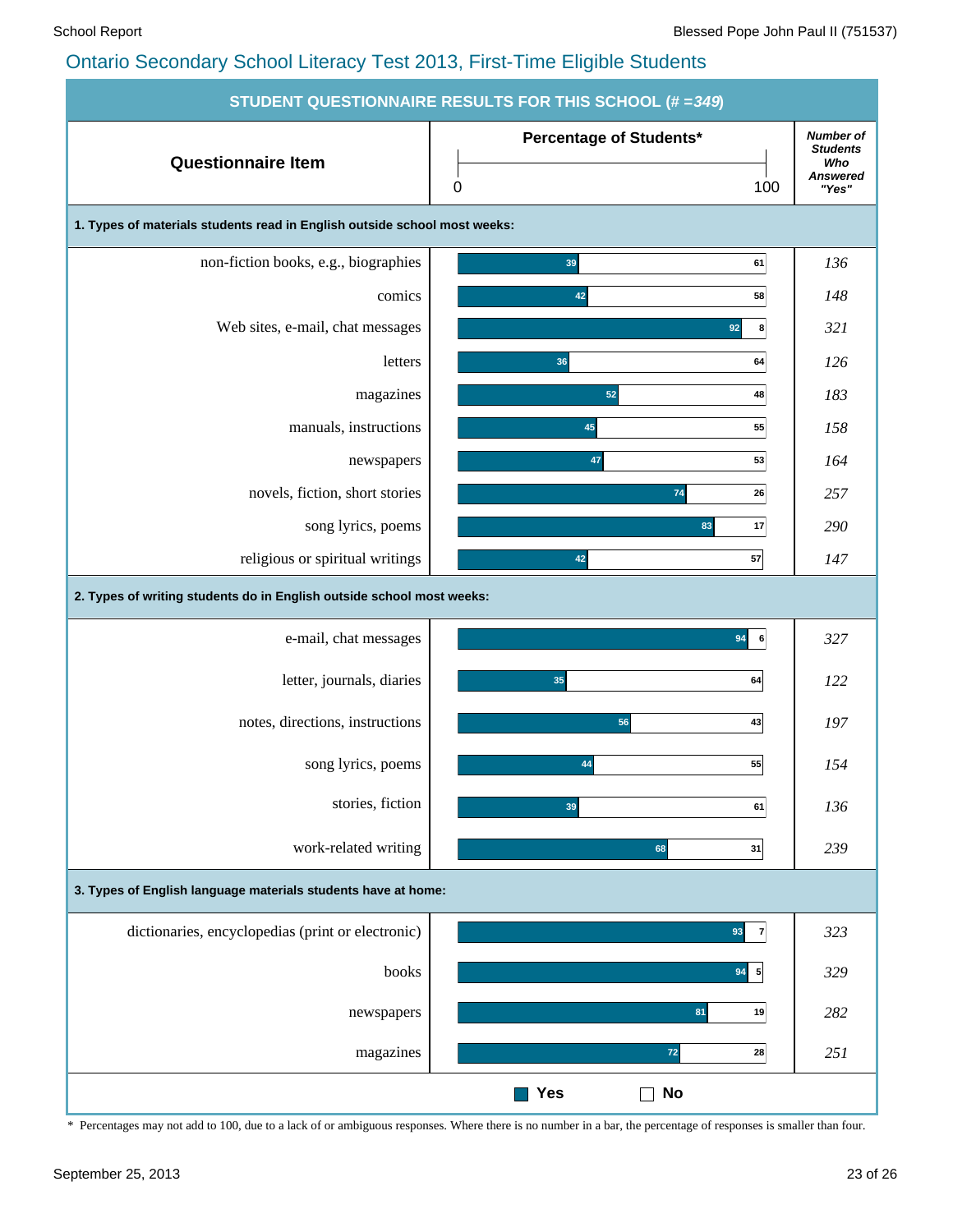# Ontario Secondary School Literacy Test 2013, First-Time Eligible Students

## STUDENT QUESTIONNAIRE RESULTS FOR THIS SCHOOL (# =*349*)

| Questionnaire Item | Percentage of Students* Yes | Percentage of Students* No | Number of Students Who Answered "Yes" |
|---|---|---|---|
| **1. Types of materials students read in English outside school most weeks:** | | | |
| non-fiction books, e.g., biographies | 39 | 61 | 136 |
| comics | 42 | 58 | 148 |
| Web sites, e-mail, chat messages | 92 | 8 | 321 |
| letters | 36 | 64 | 126 |
| magazines | 52 | 48 | 183 |
| manuals, instructions | 45 | 55 | 158 |
| newspapers | 47 | 53 | 164 |
| novels, fiction, short stories | 74 | 26 | 257 |
| song lyrics, poems | 83 | 17 | 290 |
| religious or spiritual writings | 42 | 57 | 147 |
| **2. Types of writing students do in English outside school most weeks:** | | | |
| e-mail, chat messages | 94 | 6 | 327 |
| letter, journals, diaries | 35 | 64 | 122 |
| notes, directions, instructions | 56 | 43 | 197 |
| song lyrics, poems | 44 | 55 | 154 |
| stories, fiction | 39 | 61 | 136 |
| work-related writing | 68 | 31 | 239 |
| **3. Types of English language materials students have at home:** | | | |
| dictionaries, encyclopedias (print or electronic) | 93 | 7 | 323 |
| books | 94 | 5 | 329 |
| newspapers | 81 | 19 | 282 |
| magazines | 72 | 28 | 251 |

\* Percentages may not add to 100, due to a lack of or ambiguous responses. Where there is no number in a bar, the percentage of responses is smaller than four.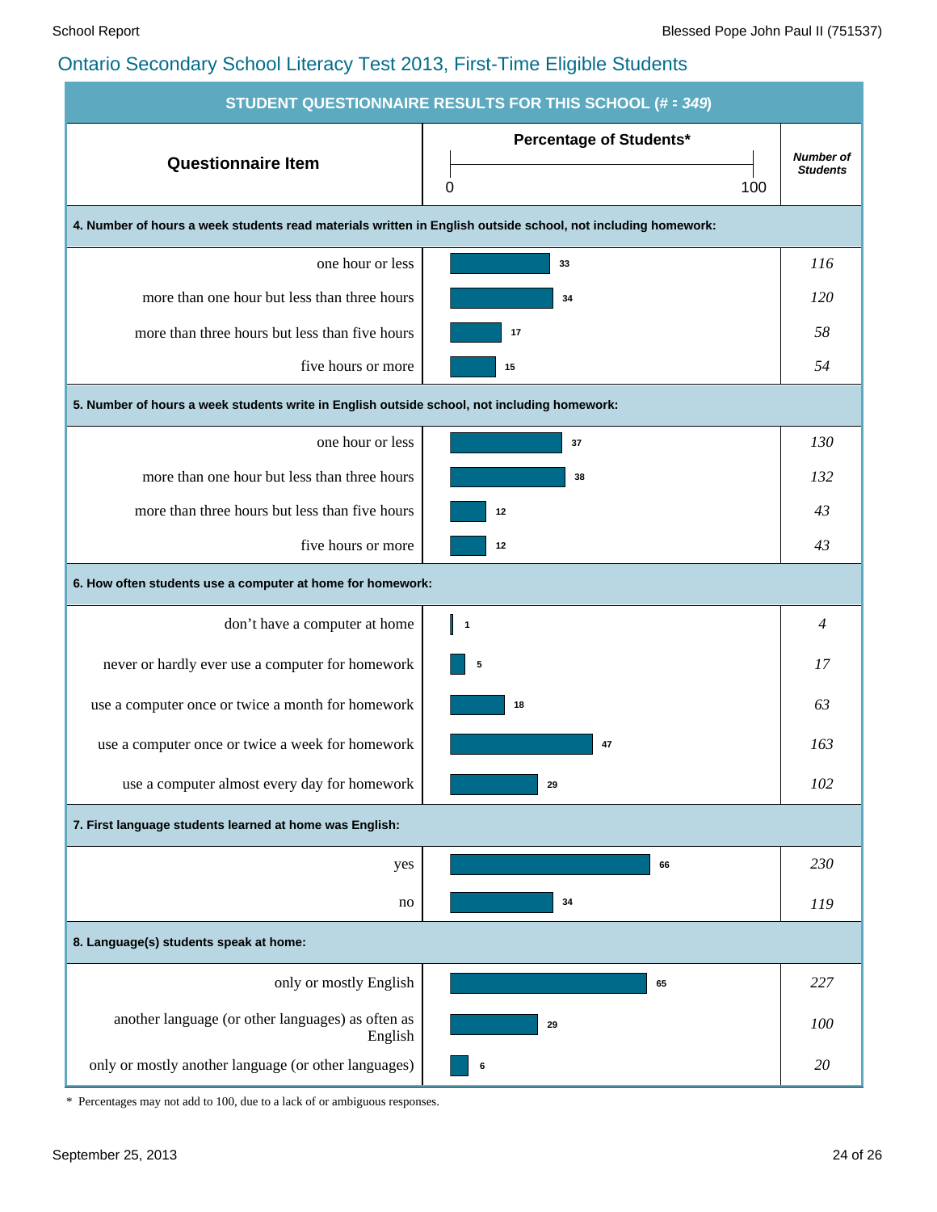## Ontario Secondary School Literacy Test 2013, First-Time Eligible Students

**STUDENT QUESTIONNAIRE RESULTS FOR THIS SCHOOL (# = *349*)**

| Questionnaire Item | Percentage of Students* | *Number of Students* |
|---|---|---|
| **4. Number of hours a week students read materials written in English outside school, not including homework:** | | |
| one hour or less | 33 | *116* |
| more than one hour but less than three hours | 34 | *120* |
| more than three hours but less than five hours | 17 | *58* |
| five hours or more | 15 | *54* |
| **5. Number of hours a week students write in English outside school, not including homework:** | | |
| one hour or less | 37 | *130* |
| more than one hour but less than three hours | 38 | *132* |
| more than three hours but less than five hours | 12 | *43* |
| five hours or more | 12 | *43* |
| **6. How often students use a computer at home for homework:** | | |
| don't have a computer at home | 1 | *4* |
| never or hardly ever use a computer for homework | 5 | *17* |
| use a computer once or twice a month for homework | 18 | *63* |
| use a computer once or twice a week for homework | 47 | *163* |
| use a computer almost every day for homework | 29 | *102* |
| **7. First language students learned at home was English:** | | |
| yes | 66 | *230* |
| no | 34 | *119* |
| **8. Language(s) students speak at home:** | | |
| only or mostly English | 65 | *227* |
| another language (or other languages) as often as English | 29 | *100* |
| only or mostly another language (or other languages) | 6 | *20* |

\* Percentages may not add to 100, due to a lack of or ambiguous responses.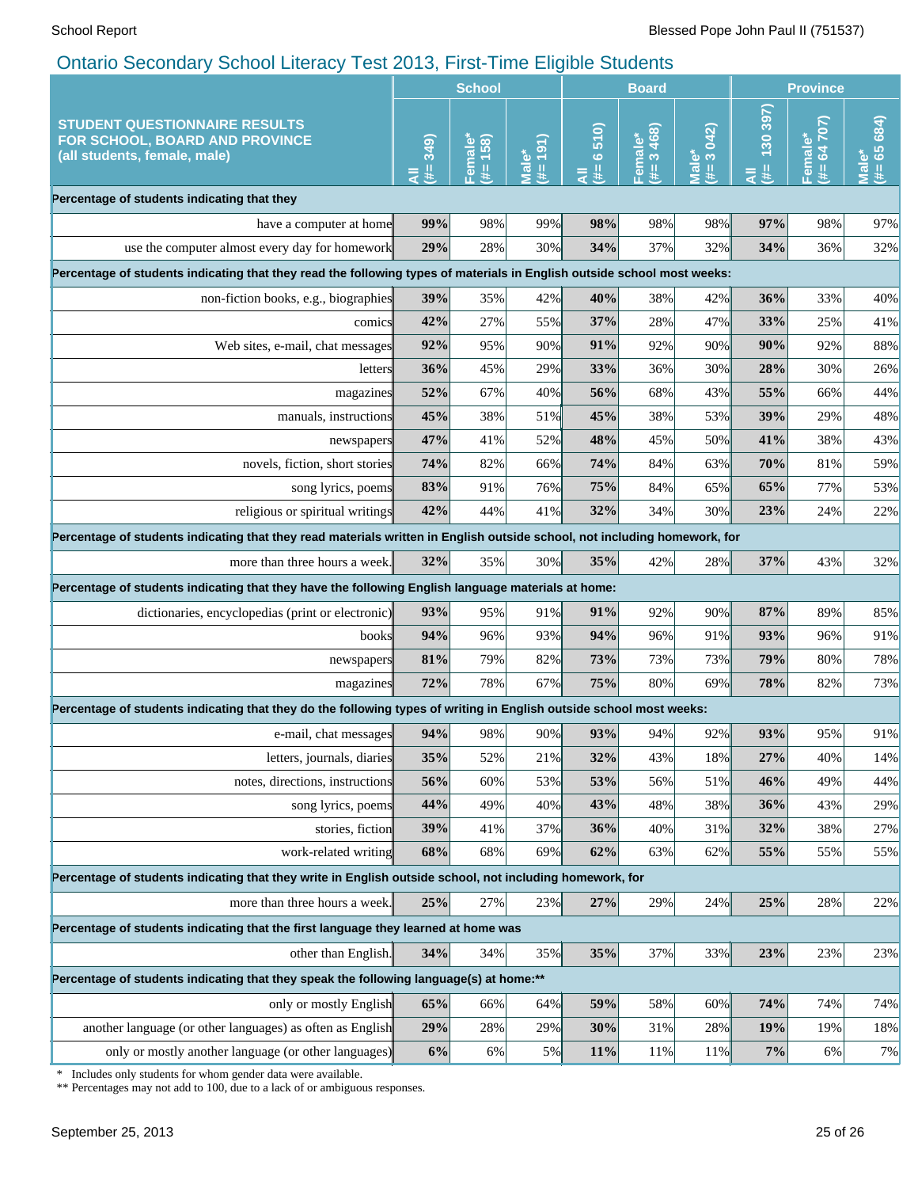## Ontario Secondary School Literacy Test 2013, First-Time Eligible Students

| STUDENT QUESTIONNAIRE RESULTS FOR SCHOOL, BOARD AND PROVINCE (all students, female, male) | School | | | Board | | | Province | | |
|---|---|---|---|---|---|---|---|---|---|
| | All (#= 349) | Female* (#= 158) | Male* (#= 191) | All (#= 6 510) | Female* (#= 3 468) | Male* (#= 3 042) | All (#= 130 397) | Female* (#= 64 707) | Male* (#= 65 684) |
| **Percentage of students indicating that they** | | | | | | | | | |
| have a computer at home | **99%** | 98% | 99% | **98%** | 98% | 98% | **97%** | 98% | 97% |
| use the computer almost every day for homework | **29%** | 28% | 30% | **34%** | 37% | 32% | **34%** | 36% | 32% |
| **Percentage of students indicating that they read the following types of materials in English outside school most weeks:** | | | | | | | | | |
| non-fiction books, e.g., biographies | **39%** | 35% | 42% | **40%** | 38% | 42% | **36%** | 33% | 40% |
| comics | **42%** | 27% | 55% | **37%** | 28% | 47% | **33%** | 25% | 41% |
| Web sites, e-mail, chat messages | **92%** | 95% | 90% | **91%** | 92% | 90% | **90%** | 92% | 88% |
| letters | **36%** | 45% | 29% | **33%** | 36% | 30% | **28%** | 30% | 26% |
| magazines | **52%** | 67% | 40% | **56%** | 68% | 43% | **55%** | 66% | 44% |
| manuals, instructions | **45%** | 38% | 51% | **45%** | 38% | 53% | **39%** | 29% | 48% |
| newspapers | **47%** | 41% | 52% | **48%** | 45% | 50% | **41%** | 38% | 43% |
| novels, fiction, short stories | **74%** | 82% | 66% | **74%** | 84% | 63% | **70%** | 81% | 59% |
| song lyrics, poems | **83%** | 91% | 76% | **75%** | 84% | 65% | **65%** | 77% | 53% |
| religious or spiritual writings | **42%** | 44% | 41% | **32%** | 34% | 30% | **23%** | 24% | 22% |
| **Percentage of students indicating that they read materials written in English outside school, not including homework, for** | | | | | | | | | |
| more than three hours a week. | **32%** | 35% | 30% | **35%** | 42% | 28% | **37%** | 43% | 32% |
| **Percentage of students indicating that they have the following English language materials at home:** | | | | | | | | | |
| dictionaries, encyclopedias (print or electronic) | **93%** | 95% | 91% | **91%** | 92% | 90% | **87%** | 89% | 85% |
| books | **94%** | 96% | 93% | **94%** | 96% | 91% | **93%** | 96% | 91% |
| newspapers | **81%** | 79% | 82% | **73%** | 73% | 73% | **79%** | 80% | 78% |
| magazines | **72%** | 78% | 67% | **75%** | 80% | 69% | **78%** | 82% | 73% |
| **Percentage of students indicating that they do the following types of writing in English outside school most weeks:** | | | | | | | | | |
| e-mail, chat messages | **94%** | 98% | 90% | **93%** | 94% | 92% | **93%** | 95% | 91% |
| letters, journals, diaries | **35%** | 52% | 21% | **32%** | 43% | 18% | **27%** | 40% | 14% |
| notes, directions, instructions | **56%** | 60% | 53% | **53%** | 56% | 51% | **46%** | 49% | 44% |
| song lyrics, poems | **44%** | 49% | 40% | **43%** | 48% | 38% | **36%** | 43% | 29% |
| stories, fiction | **39%** | 41% | 37% | **36%** | 40% | 31% | **32%** | 38% | 27% |
| work-related writing | **68%** | 68% | 69% | **62%** | 63% | 62% | **55%** | 55% | 55% |
| **Percentage of students indicating that they write in English outside school, not including homework, for** | | | | | | | | | |
| more than three hours a week. | **25%** | 27% | 23% | **27%** | 29% | 24% | **25%** | 28% | 22% |
| **Percentage of students indicating that the first language they learned at home was** | | | | | | | | | |
| other than English. | **34%** | 34% | 35% | **35%** | 37% | 33% | **23%** | 23% | 23% |
| **Percentage of students indicating that they speak the following language(s) at home:**** | | | | | | | | | |
| only or mostly English | **65%** | 66% | 64% | **59%** | 58% | 60% | **74%** | 74% | 74% |
| another language (or other languages) as often as English | **29%** | 28% | 29% | **30%** | 31% | 28% | **19%** | 19% | 18% |
| only or mostly another language (or other languages) | **6%** | 6% | 5% | **11%** | 11% | 11% | **7%** | 6% | 7% |

\* Includes only students for whom gender data were available.
** Percentages may not add to 100, due to a lack of or ambiguous responses.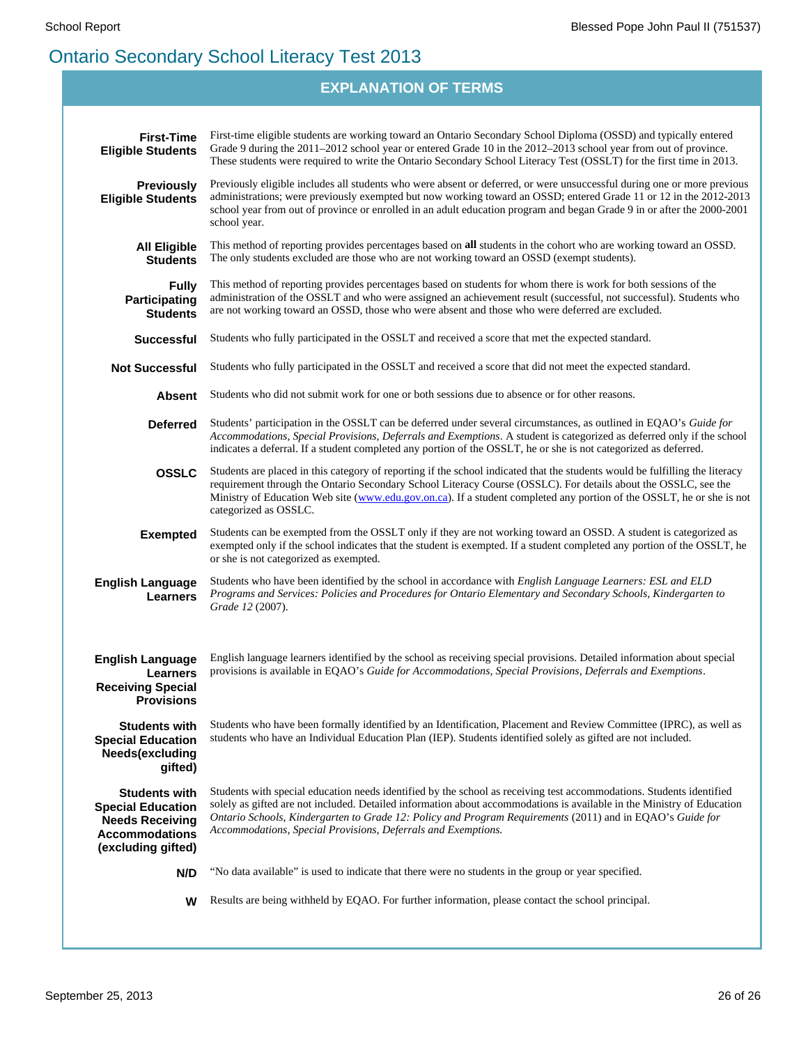# Ontario Secondary School Literacy Test 2013

## EXPLANATION OF TERMS

**First-Time Eligible Students**
First-time eligible students are working toward an Ontario Secondary School Diploma (OSSD) and typically entered Grade 9 during the 2011–2012 school year or entered Grade 10 in the 2012–2013 school year from out of province. These students were required to write the Ontario Secondary School Literacy Test (OSSLT) for the first time in 2013.

**Previously Eligible Students**
Previously eligible includes all students who were absent or deferred, or were unsuccessful during one or more previous administrations; were previously exempted but now working toward an OSSD; entered Grade 11 or 12 in the 2012-2013 school year from out of province or enrolled in an adult education program and began Grade 9 in or after the 2000-2001 school year.

**All Eligible Students**
This method of reporting provides percentages based on **all** students in the cohort who are working toward an OSSD. The only students excluded are those who are not working toward an OSSD (exempt students).

**Fully Participating Students**
This method of reporting provides percentages based on students for whom there is work for both sessions of the administration of the OSSLT and who were assigned an achievement result (successful, not successful). Students who are not working toward an OSSD, those who were absent and those who were deferred are excluded.

**Successful**
Students who fully participated in the OSSLT and received a score that met the expected standard.

**Not Successful**
Students who fully participated in the OSSLT and received a score that did not meet the expected standard.

**Absent**
Students who did not submit work for one or both sessions due to absence or for other reasons.

**Deferred**
Students' participation in the OSSLT can be deferred under several circumstances, as outlined in EQAO's *Guide for Accommodations, Special Provisions, Deferrals and Exemptions*. A student is categorized as deferred only if the school indicates a deferral. If a student completed any portion of the OSSLT, he or she is not categorized as deferred.

**OSSLC**
Students are placed in this category of reporting if the school indicated that the students would be fulfilling the literacy requirement through the Ontario Secondary School Literacy Course (OSSLC). For details about the OSSLC, see the Ministry of Education Web site (www.edu.gov.on.ca). If a student completed any portion of the OSSLT, he or she is not categorized as OSSLC.

**Exempted**
Students can be exempted from the OSSLT only if they are not working toward an OSSD. A student is categorized as exempted only if the school indicates that the student is exempted. If a student completed any portion of the OSSLT, he or she is not categorized as exempted.

**English Language Learners**
Students who have been identified by the school in accordance with *English Language Learners: ESL and ELD Programs and Services: Policies and Procedures for Ontario Elementary and Secondary Schools, Kindergarten to Grade 12* (2007).

**English Language Learners Receiving Special Provisions**
English language learners identified by the school as receiving special provisions. Detailed information about special provisions is available in EQAO's *Guide for Accommodations, Special Provisions, Deferrals and Exemptions*.

**Students with Special Education Needs(excluding gifted)**
Students who have been formally identified by an Identification, Placement and Review Committee (IPRC), as well as students who have an Individual Education Plan (IEP). Students identified solely as gifted are not included.

**Students with Special Education Needs Receiving Accommodations (excluding gifted)**
Students with special education needs identified by the school as receiving test accommodations. Students identified solely as gifted are not included. Detailed information about accommodations is available in the Ministry of Education *Ontario Schools, Kindergarten to Grade 12: Policy and Program Requirements* (2011) and in EQAO's *Guide for Accommodations, Special Provisions, Deferrals and Exemptions.*

**N/D**
"No data available" is used to indicate that there were no students in the group or year specified.

**W**
Results are being withheld by EQAO. For further information, please contact the school principal.